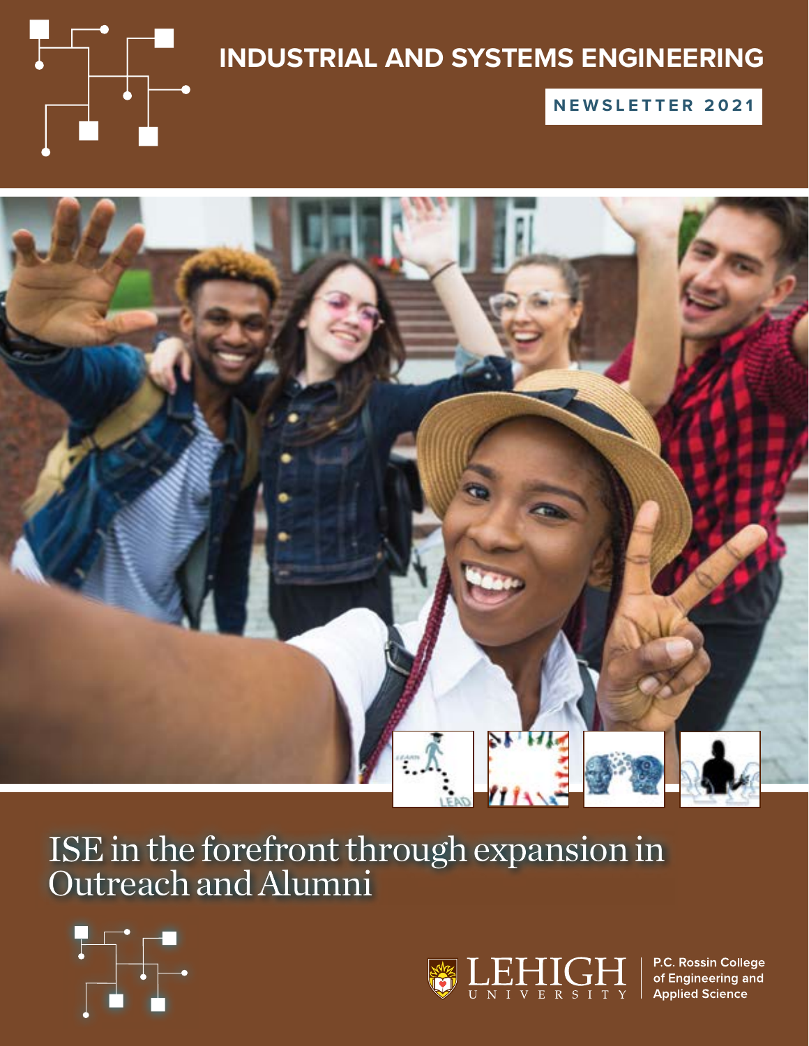# INDUSTRIAL AND SYSTEMS ENGINEERING

**NEWSLETTER 2021**

## ISE in the forefront through expansion in Outreach and Alumni

LEHIGH UNIVERSITY

P.C. Rossin College of Engineering and Applied Science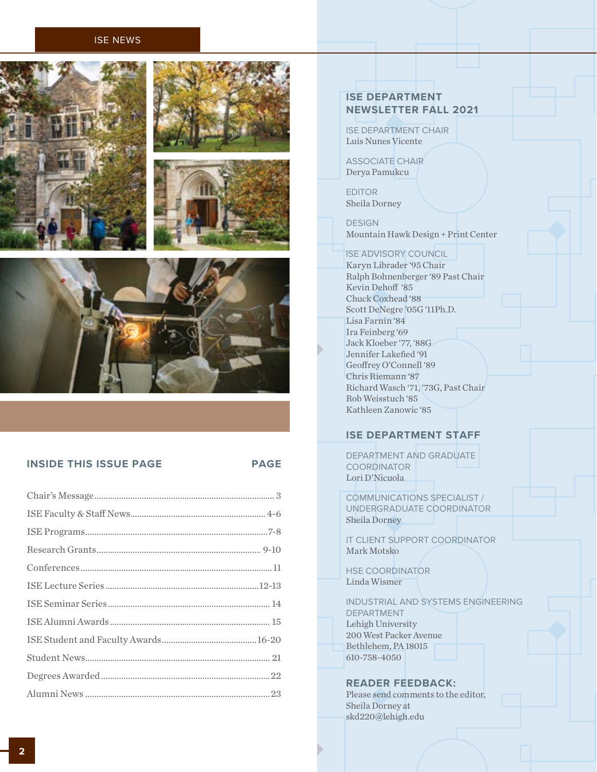ISE NEWS

## INSIDE THIS ISSUE PAGE

| | PAGE |
|---|---|
| Chair's Message | 3 |
| ISE Faculty & Staff News | 4-6 |
| ISE Programs | 7-8 |
| Research Grants | 9-10 |
| Conferences | 11 |
| ISE Lecture Series | 12-13 |
| ISE Seminar Series | 14 |
| ISE Alumni Awards | 15 |
| ISE Student and Faculty Awards | 16-20 |
| Student News | 21 |
| Degrees Awarded | 22 |
| Alumni News | 23 |

## ISE DEPARTMENT NEWSLETTER FALL 2021

ISE DEPARTMENT CHAIR
Luis Nunes Vicente

ASSOCIATE CHAIR
Derya Pamukcu

EDITOR
Sheila Dorney

DESIGN
Mountain Hawk Design + Print Center

ISE ADVISORY COUNCIL
Karyn Librader '95 Chair
Ralph Bohnenberger '89 Past Chair
Kevin Dehoff '85
Chuck Coxhead '88
Scott DeNegre '05G '11Ph.D.
Lisa Farnin '84
Ira Feinberg '69
Jack Kloeber '77, '88G
Jennifer Lakefied '91
Geoffrey O'Connell '89
Chris Riemann '87
Richard Wasch '71, '73G, Past Chair
Rob Weisstuch '85
Kathleen Zanowic '85

## ISE DEPARTMENT STAFF

DEPARTMENT AND GRADUATE COORDINATOR
Lori D'Nicuola

COMMUNICATIONS SPECIALIST / UNDERGRADUATE COORDINATOR
Sheila Dorney

IT CLIENT SUPPORT COORDINATOR
Mark Motsko

HSE COORDINATOR
Linda Wismer

INDUSTRIAL AND SYSTEMS ENGINEERING DEPARTMENT
Lehigh University
200 West Packer Avenue
Bethlehem, PA 18015
610-758-4050

**READER FEEDBACK:**
Please send comments to the editor, Sheila Dorney at skd220@lehigh.edu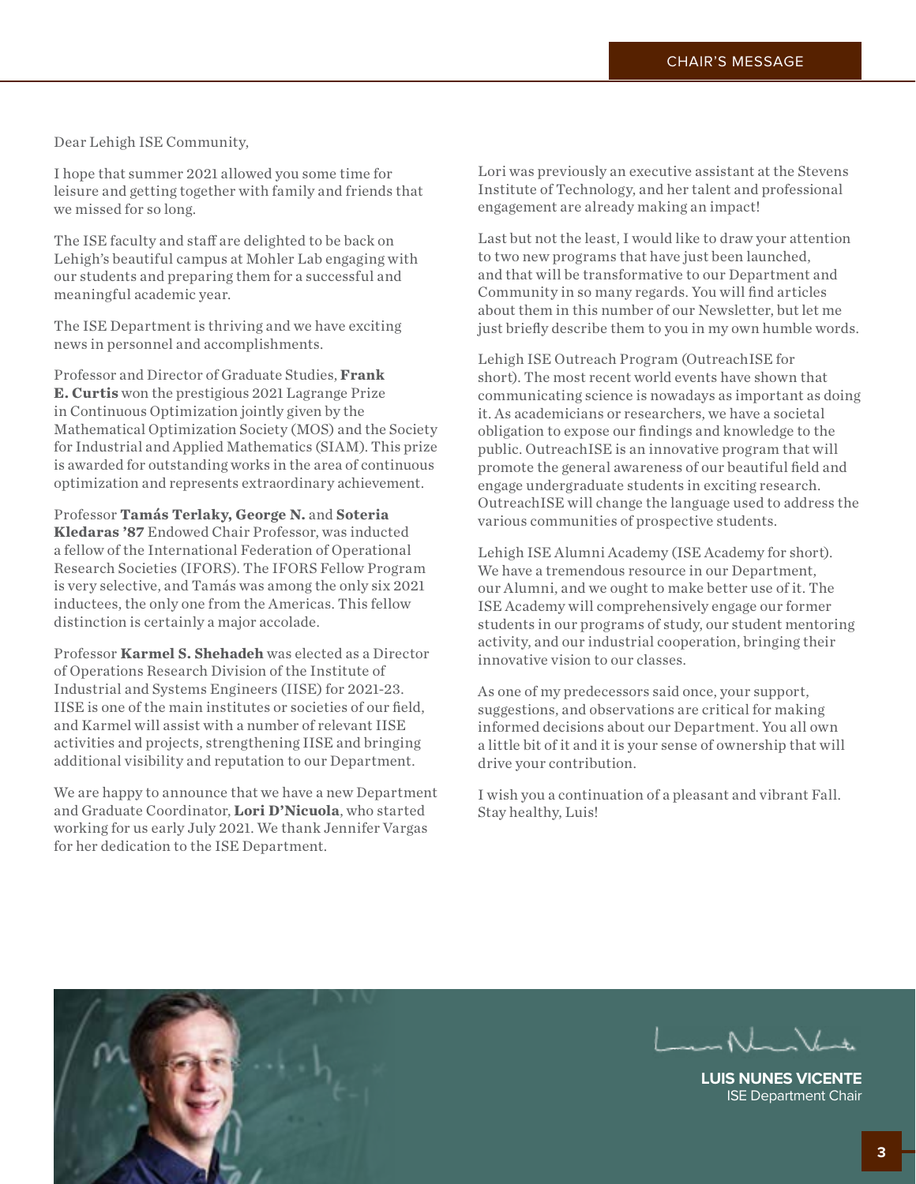# CHAIR'S MESSAGE

Dear Lehigh ISE Community,

I hope that summer 2021 allowed you some time for leisure and getting together with family and friends that we missed for so long.

The ISE faculty and staff are delighted to be back on Lehigh's beautiful campus at Mohler Lab engaging with our students and preparing them for a successful and meaningful academic year.

The ISE Department is thriving and we have exciting news in personnel and accomplishments.

Professor and Director of Graduate Studies, **Frank E. Curtis** won the prestigious 2021 Lagrange Prize in Continuous Optimization jointly given by the Mathematical Optimization Society (MOS) and the Society for Industrial and Applied Mathematics (SIAM). This prize is awarded for outstanding works in the area of continuous optimization and represents extraordinary achievement.

Professor **Tamás Terlaky, George N.** and **Soteria Kledaras '87** Endowed Chair Professor, was inducted a fellow of the International Federation of Operational Research Societies (IFORS). The IFORS Fellow Program is very selective, and Tamás was among the only six 2021 inductees, the only one from the Americas. This fellow distinction is certainly a major accolade.

Professor **Karmel S. Shehadeh** was elected as a Director of Operations Research Division of the Institute of Industrial and Systems Engineers (IISE) for 2021-23. IISE is one of the main institutes or societies of our field, and Karmel will assist with a number of relevant IISE activities and projects, strengthening IISE and bringing additional visibility and reputation to our Department.

We are happy to announce that we have a new Department and Graduate Coordinator, **Lori D'Nicuola**, who started working for us early July 2021. We thank Jennifer Vargas for her dedication to the ISE Department.

Lori was previously an executive assistant at the Stevens Institute of Technology, and her talent and professional engagement are already making an impact!

Last but not the least, I would like to draw your attention to two new programs that have just been launched, and that will be transformative to our Department and Community in so many regards. You will find articles about them in this number of our Newsletter, but let me just briefly describe them to you in my own humble words.

Lehigh ISE Outreach Program (OutreachISE for short). The most recent world events have shown that communicating science is nowadays as important as doing it. As academicians or researchers, we have a societal obligation to expose our findings and knowledge to the public. OutreachISE is an innovative program that will promote the general awareness of our beautiful field and engage undergraduate students in exciting research. OutreachISE will change the language used to address the various communities of prospective students.

Lehigh ISE Alumni Academy (ISE Academy for short). We have a tremendous resource in our Department, our Alumni, and we ought to make better use of it. The ISE Academy will comprehensively engage our former students in our programs of study, our student mentoring activity, and our industrial cooperation, bringing their innovative vision to our classes.

As one of my predecessors said once, your support, suggestions, and observations are critical for making informed decisions about our Department. You all own a little bit of it and it is your sense of ownership that will drive your contribution.

I wish you a continuation of a pleasant and vibrant Fall. Stay healthy, Luis!

**LUIS NUNES VICENTE**
ISE Department Chair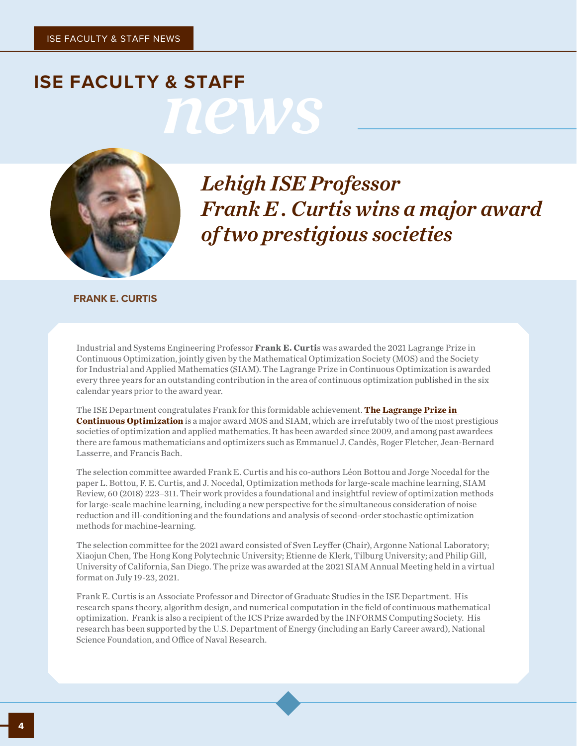# ISE FACULTY & STAFF *news*

## *Lehigh ISE Professor Frank E . Curtis wins a major award of two prestigious societies*

**FRANK E. CURTIS**

Industrial and Systems Engineering Professor **Frank E. Curtis** was awarded the 2021 Lagrange Prize in Continuous Optimization, jointly given by the Mathematical Optimization Society (MOS) and the Society for Industrial and Applied Mathematics (SIAM). The Lagrange Prize in Continuous Optimization is awarded every three years for an outstanding contribution in the area of continuous optimization published in the six calendar years prior to the award year.

The ISE Department congratulates Frank for this formidable achievement. **The Lagrange Prize in Continuous Optimization** is a major award MOS and SIAM, which are irrefutably two of the most prestigious societies of optimization and applied mathematics. It has been awarded since 2009, and among past awardees there are famous mathematicians and optimizers such as Emmanuel J. Candès, Roger Fletcher, Jean-Bernard Lasserre, and Francis Bach.

The selection committee awarded Frank E. Curtis and his co-authors Léon Bottou and Jorge Nocedal for the paper L. Bottou, F. E. Curtis, and J. Nocedal, Optimization methods for large-scale machine learning, SIAM Review, 60 (2018) 223–311. Their work provides a foundational and insightful review of optimization methods for large-scale machine learning, including a new perspective for the simultaneous consideration of noise reduction and ill-conditioning and the foundations and analysis of second-order stochastic optimization methods for machine-learning.

The selection committee for the 2021 award consisted of Sven Leyffer (Chair), Argonne National Laboratory; Xiaojun Chen, The Hong Kong Polytechnic University; Etienne de Klerk, Tilburg University; and Philip Gill, University of California, San Diego. The prize was awarded at the 2021 SIAM Annual Meeting held in a virtual format on July 19-23, 2021.

Frank E. Curtis is an Associate Professor and Director of Graduate Studies in the ISE Department. His research spans theory, algorithm design, and numerical computation in the field of continuous mathematical optimization. Frank is also a recipient of the ICS Prize awarded by the INFORMS Computing Society. His research has been supported by the U.S. Department of Energy (including an Early Career award), National Science Foundation, and Office of Naval Research.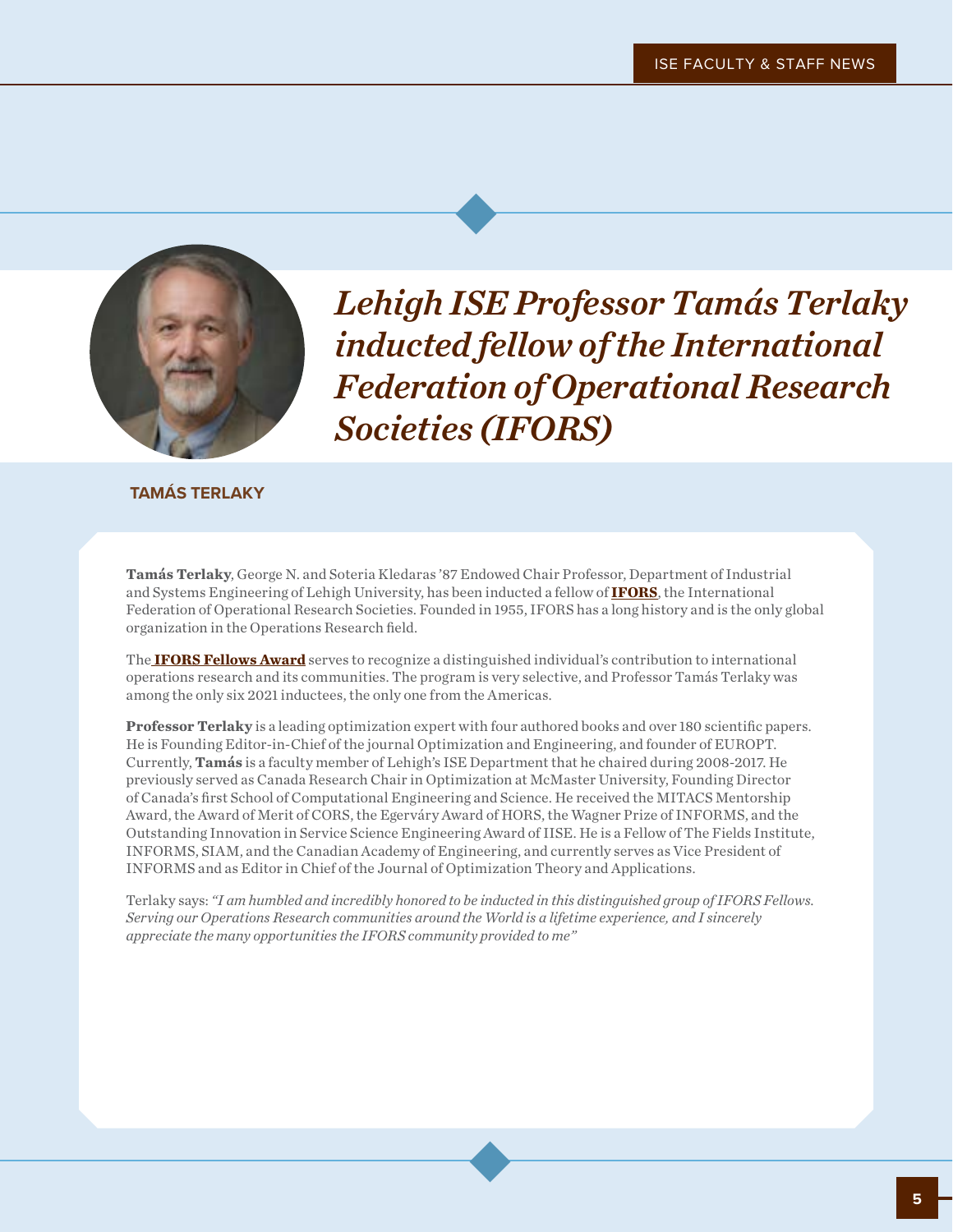# *Lehigh ISE Professor Tamás Terlaky inducted fellow of the International Federation of Operational Research Societies (IFORS)*

**TAMÁS TERLAKY**

**Tamás Terlaky**, George N. and Soteria Kledaras '87 Endowed Chair Professor, Department of Industrial and Systems Engineering of Lehigh University, has been inducted a fellow of **IFORS**, the International Federation of Operational Research Societies. Founded in 1955, IFORS has a long history and is the only global organization in the Operations Research field.

The **IFORS Fellows Award** serves to recognize a distinguished individual's contribution to international operations research and its communities. The program is very selective, and Professor Tamás Terlaky was among the only six 2021 inductees, the only one from the Americas.

**Professor Terlaky** is a leading optimization expert with four authored books and over 180 scientific papers. He is Founding Editor-in-Chief of the journal Optimization and Engineering, and founder of EUROPT. Currently, **Tamás** is a faculty member of Lehigh's ISE Department that he chaired during 2008-2017. He previously served as Canada Research Chair in Optimization at McMaster University, Founding Director of Canada's first School of Computational Engineering and Science. He received the MITACS Mentorship Award, the Award of Merit of CORS, the Egerváry Award of HORS, the Wagner Prize of INFORMS, and the Outstanding Innovation in Service Science Engineering Award of IISE. He is a Fellow of The Fields Institute, INFORMS, SIAM, and the Canadian Academy of Engineering, and currently serves as Vice President of INFORMS and as Editor in Chief of the Journal of Optimization Theory and Applications.

Terlaky says: *"I am humbled and incredibly honored to be inducted in this distinguished group of IFORS Fellows. Serving our Operations Research communities around the World is a lifetime experience, and I sincerely appreciate the many opportunities the IFORS community provided to me"*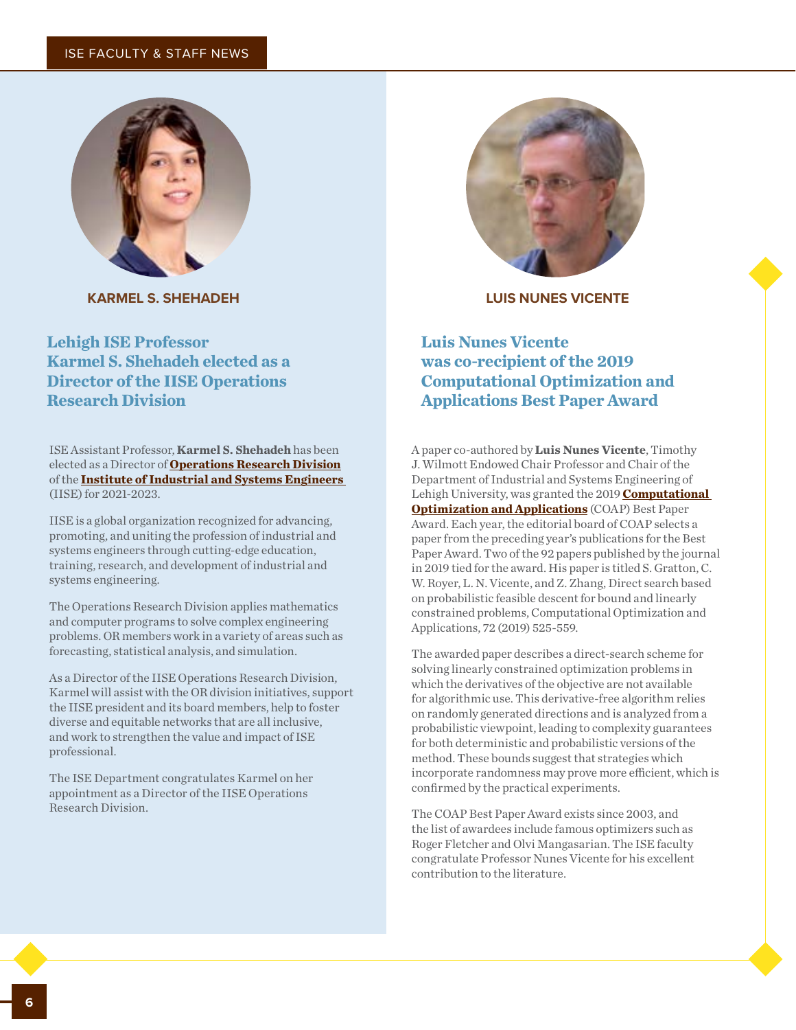KARMEL S. SHEHADEH

## Lehigh ISE Professor Karmel S. Shehadeh elected as a Director of the IISE Operations Research Division

ISE Assistant Professor, **Karmel S. Shehadeh** has been elected as a Director of **Operations Research Division** of the **Institute of Industrial and Systems Engineers** (IISE) for 2021-2023.

IISE is a global organization recognized for advancing, promoting, and uniting the profession of industrial and systems engineers through cutting-edge education, training, research, and development of industrial and systems engineering.

The Operations Research Division applies mathematics and computer programs to solve complex engineering problems. OR members work in a variety of areas such as forecasting, statistical analysis, and simulation.

As a Director of the IISE Operations Research Division, Karmel will assist with the OR division initiatives, support the IISE president and its board members, help to foster diverse and equitable networks that are all inclusive, and work to strengthen the value and impact of ISE professional.

The ISE Department congratulates Karmel on her appointment as a Director of the IISE Operations Research Division.

LUIS NUNES VICENTE

## Luis Nunes Vicente was co-recipient of the 2019 Computational Optimization and Applications Best Paper Award

A paper co-authored by **Luis Nunes Vicente**, Timothy J. Wilmott Endowed Chair Professor and Chair of the Department of Industrial and Systems Engineering of Lehigh University, was granted the 2019 **Computational Optimization and Applications** (COAP) Best Paper Award. Each year, the editorial board of COAP selects a paper from the preceding year's publications for the Best Paper Award. Two of the 92 papers published by the journal in 2019 tied for the award. His paper is titled S. Gratton, C. W. Royer, L. N. Vicente, and Z. Zhang, Direct search based on probabilistic feasible descent for bound and linearly constrained problems, Computational Optimization and Applications, 72 (2019) 525-559.

The awarded paper describes a direct-search scheme for solving linearly constrained optimization problems in which the derivatives of the objective are not available for algorithmic use. This derivative-free algorithm relies on randomly generated directions and is analyzed from a probabilistic viewpoint, leading to complexity guarantees for both deterministic and probabilistic versions of the method. These bounds suggest that strategies which incorporate randomness may prove more efficient, which is confirmed by the practical experiments.

The COAP Best Paper Award exists since 2003, and the list of awardees include famous optimizers such as Roger Fletcher and Olvi Mangasarian. The ISE faculty congratulate Professor Nunes Vicente for his excellent contribution to the literature.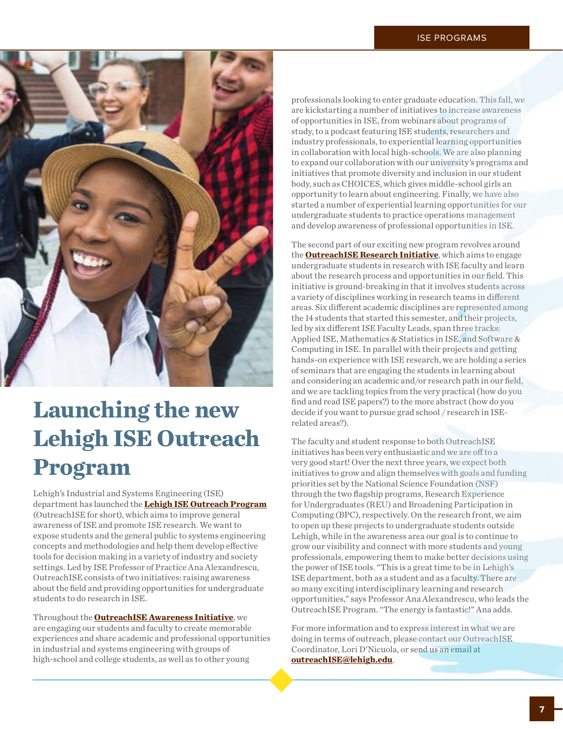# Launching the new Lehigh ISE Outreach Program

Lehigh's Industrial and Systems Engineering (ISE) department has launched the **Lehigh ISE Outreach Program** (OutreachISE for short), which aims to improve general awareness of ISE and promote ISE research. We want to expose students and the general public to systems engineering concepts and methodologies and help them develop effective tools for decision making in a variety of industry and society settings. Led by ISE Professor of Practice Ana Alexandrescu, OutreachISE consists of two initiatives: raising awareness about the field and providing opportunities for undergraduate students to do research in ISE.

Throughout the **OutreachISE Awareness Initiative**, we are engaging our students and faculty to create memorable experiences and share academic and professional opportunities in industrial and systems engineering with groups of high-school and college students, as well as to other young professionals looking to enter graduate education. This fall, we are kickstarting a number of initiatives to increase awareness of opportunities in ISE, from webinars about programs of study, to a podcast featuring ISE students, researchers and industry professionals, to experiential learning opportunities in collaboration with local high-schools. We are also planning to expand our collaboration with our university's programs and initiatives that promote diversity and inclusion in our student body, such as CHOICES, which gives middle-school girls an opportunity to learn about engineering. Finally, we have also started a number of experiential learning opportunities for our undergraduate students to practice operations management and develop awareness of professional opportunities in ISE.

The second part of our exciting new program revolves around the **OutreachISE Research Initiative**, which aims to engage undergraduate students in research with ISE faculty and learn about the research process and opportunities in our field. This initiative is ground-breaking in that it involves students across a variety of disciplines working in research teams in different areas. Six different academic disciplines are represented among the 14 students that started this semester, and their projects, led by six different ISE Faculty Leads, span three tracks: Applied ISE, Mathematics & Statistics in ISE, and Software & Computing in ISE. In parallel with their projects and getting hands-on experience with ISE research, we are holding a series of seminars that are engaging the students in learning about and considering an academic and/or research path in our field, and we are tackling topics from the very practical (how do you find and read ISE papers?) to the more abstract (how do you decide if you want to pursue grad school / research in ISE-related areas?).

The faculty and student response to both OutreachISE initiatives has been very enthusiastic and we are off to a very good start! Over the next three years, we expect both initiatives to grow and align themselves with goals and funding priorities set by the National Science Foundation (NSF) through the two flagship programs, Research Experience for Undergraduates (REU) and Broadening Participation in Computing (BPC), respectively. On the research front, we aim to open up these projects to undergraduate students outside Lehigh, while in the awareness area our goal is to continue to grow our visibility and connect with more students and young professionals, empowering them to make better decisions using the power of ISE tools. "This is a great time to be in Lehigh's ISE department, both as a student and as a faculty. There are so many exciting interdisciplinary learning and research opportunities," says Professor Ana Alexandrescu, who leads the OutreachISE Program. "The energy is fantastic!" Ana adds.

For more information and to express interest in what we are doing in terms of outreach, please contact our OutreachISE Coordinator, Lori D'Nicuola, or send us an email at **outreachISE@lehigh.edu**.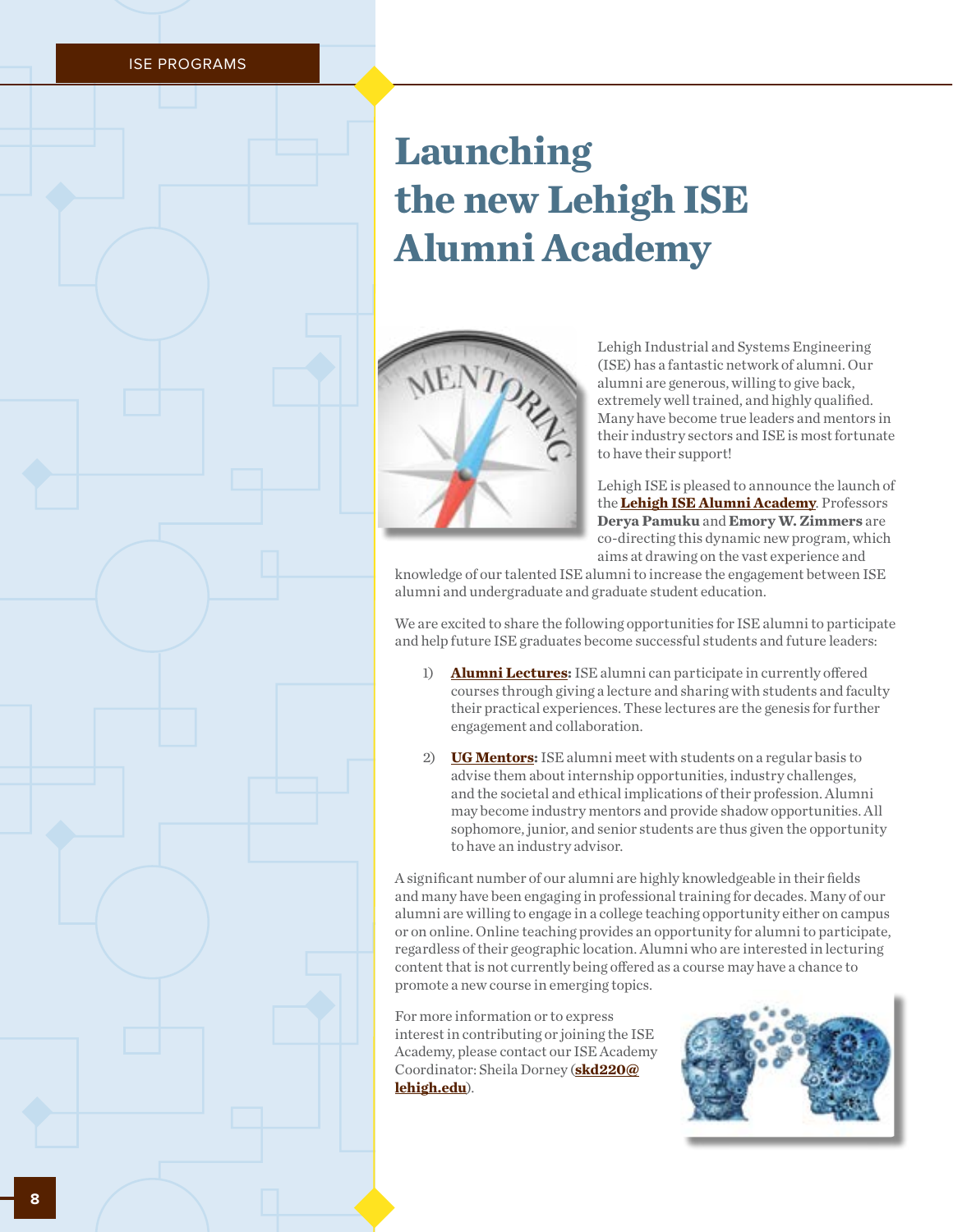# Launching the new Lehigh ISE Alumni Academy

Lehigh Industrial and Systems Engineering (ISE) has a fantastic network of alumni. Our alumni are generous, willing to give back, extremely well trained, and highly qualified. Many have become true leaders and mentors in their industry sectors and ISE is most fortunate to have their support!

Lehigh ISE is pleased to announce the launch of the **Lehigh ISE Alumni Academy**. Professors **Derya Pamuku** and **Emory W. Zimmers** are co-directing this dynamic new program, which aims at drawing on the vast experience and knowledge of our talented ISE alumni to increase the engagement between ISE alumni and undergraduate and graduate student education.

We are excited to share the following opportunities for ISE alumni to participate and help future ISE graduates become successful students and future leaders:

1) **Alumni Lectures:** ISE alumni can participate in currently offered courses through giving a lecture and sharing with students and faculty their practical experiences. These lectures are the genesis for further engagement and collaboration.

2) **UG Mentors:** ISE alumni meet with students on a regular basis to advise them about internship opportunities, industry challenges, and the societal and ethical implications of their profession. Alumni may become industry mentors and provide shadow opportunities. All sophomore, junior, and senior students are thus given the opportunity to have an industry advisor.

A significant number of our alumni are highly knowledgeable in their fields and many have been engaging in professional training for decades. Many of our alumni are willing to engage in a college teaching opportunity either on campus or on online. Online teaching provides an opportunity for alumni to participate, regardless of their geographic location. Alumni who are interested in lecturing content that is not currently being offered as a course may have a chance to promote a new course in emerging topics.

For more information or to express interest in contributing or joining the ISE Academy, please contact our ISE Academy Coordinator: Sheila Dorney (**skd220@lehigh.edu**).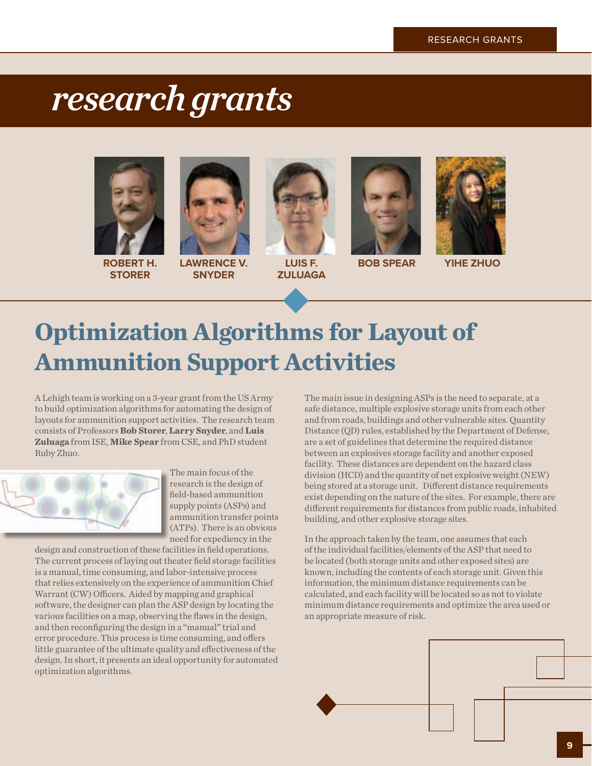# research grants

**ROBERT H. STORER** **LAWRENCE V. SNYDER** **LUIS F. ZULUAGA** **BOB SPEAR** **YIHE ZHUO**

## Optimization Algorithms for Layout of Ammunition Support Activities

A Lehigh team is working on a 3-year grant from the US Army to build optimization algorithms for automating the design of layouts for ammunition support activities. The research team consists of Professors **Bob Storer**, **Larry Snyder**, and **Luis Zuluaga** from ISE, **Mike Spear** from CSE, and PhD student Ruby Zhuo.

The main focus of the research is the design of field-based ammunition supply points (ASPs) and ammunition transfer points (ATPs). There is an obvious need for expediency in the design and construction of these facilities in field operations. The current process of laying out theater field storage facilities is a manual, time consuming, and labor-intensive process that relies extensively on the experience of ammunition Chief Warrant (CW) Officers. Aided by mapping and graphical software, the designer can plan the ASP design by locating the various facilities on a map, observing the flaws in the design, and then reconfiguring the design in a "manual" trial and error procedure. This process is time consuming, and offers little guarantee of the ultimate quality and effectiveness of the design. In short, it presents an ideal opportunity for automated optimization algorithms.

The main issue in designing ASPs is the need to separate, at a safe distance, multiple explosive storage units from each other and from roads, buildings and other vulnerable sites. Quantity Distance (QD) rules, established by the Department of Defense, are a set of guidelines that determine the required distance between an explosives storage facility and another exposed facility. These distances are dependent on the hazard class division (HCD) and the quantity of net explosive weight (NEW) being stored at a storage unit. Different distance requirements exist depending on the nature of the sites. For example, there are different requirements for distances from public roads, inhabited building, and other explosive storage sites.

In the approach taken by the team, one assumes that each of the individual facilities/elements of the ASP that need to be located (both storage units and other exposed sites) are known, including the contents of each storage unit. Given this information, the minimum distance requirements can be calculated, and each facility will be located so as not to violate minimum distance requirements and optimize the area used or an appropriate measure of risk.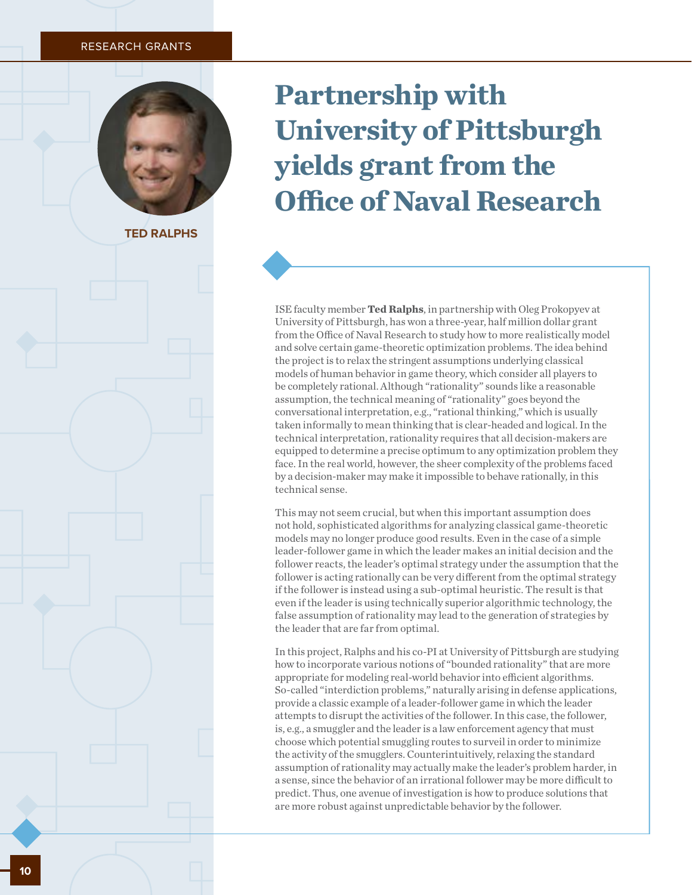RESEARCH GRANTS

TED RALPHS

# Partnership with University of Pittsburgh yields grant from the Office of Naval Research

ISE faculty member **Ted Ralphs**, in partnership with Oleg Prokopyev at University of Pittsburgh, has won a three-year, half million dollar grant from the Office of Naval Research to study how to more realistically model and solve certain game-theoretic optimization problems. The idea behind the project is to relax the stringent assumptions underlying classical models of human behavior in game theory, which consider all players to be completely rational. Although "rationality" sounds like a reasonable assumption, the technical meaning of "rationality" goes beyond the conversational interpretation, e.g., "rational thinking," which is usually taken informally to mean thinking that is clear-headed and logical. In the technical interpretation, rationality requires that all decision-makers are equipped to determine a precise optimum to any optimization problem they face. In the real world, however, the sheer complexity of the problems faced by a decision-maker may make it impossible to behave rationally, in this technical sense.

This may not seem crucial, but when this important assumption does not hold, sophisticated algorithms for analyzing classical game-theoretic models may no longer produce good results. Even in the case of a simple leader-follower game in which the leader makes an initial decision and the follower reacts, the leader's optimal strategy under the assumption that the follower is acting rationally can be very different from the optimal strategy if the follower is instead using a sub-optimal heuristic. The result is that even if the leader is using technically superior algorithmic technology, the false assumption of rationality may lead to the generation of strategies by the leader that are far from optimal.

In this project, Ralphs and his co-PI at University of Pittsburgh are studying how to incorporate various notions of "bounded rationality" that are more appropriate for modeling real-world behavior into efficient algorithms. So-called "interdiction problems," naturally arising in defense applications, provide a classic example of a leader-follower game in which the leader attempts to disrupt the activities of the follower. In this case, the follower, is, e.g., a smuggler and the leader is a law enforcement agency that must choose which potential smuggling routes to surveil in order to minimize the activity of the smugglers. Counterintuitively, relaxing the standard assumption of rationality may actually make the leader's problem harder, in a sense, since the behavior of an irrational follower may be more difficult to predict. Thus, one avenue of investigation is how to produce solutions that are more robust against unpredictable behavior by the follower.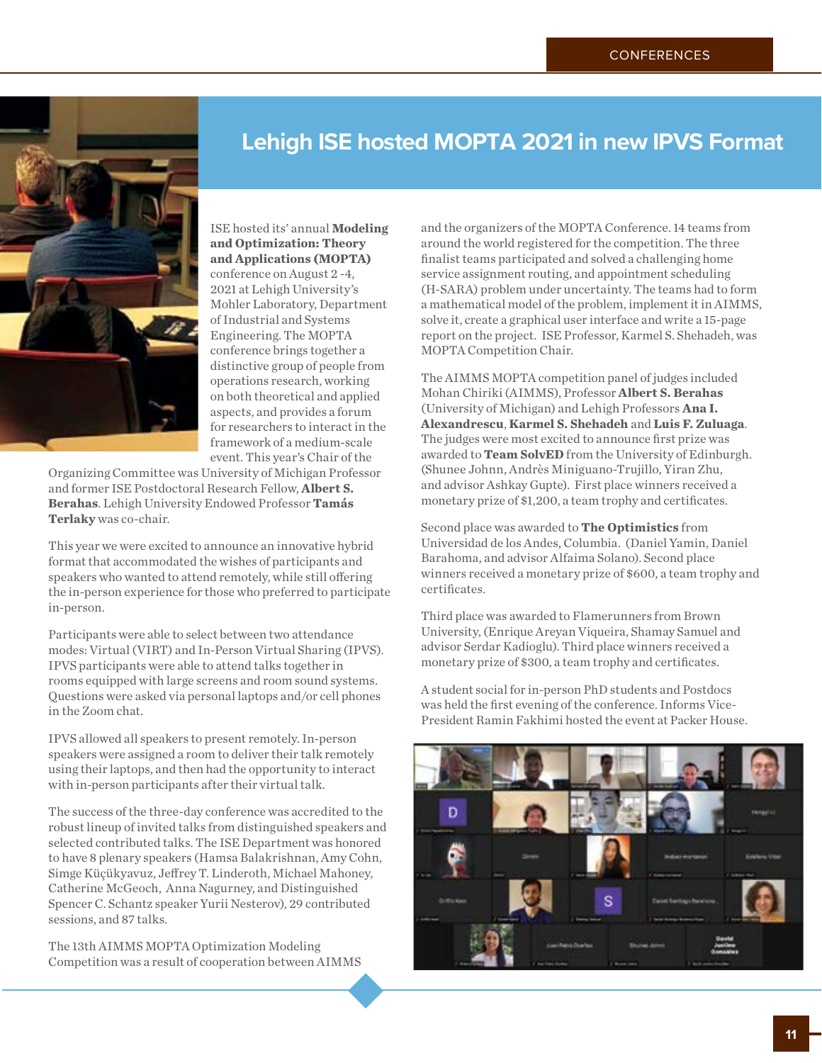# Lehigh ISE hosted MOPTA 2021 in new IPVS Format

ISE hosted its' annual **Modeling and Optimization: Theory and Applications (MOPTA)** conference on August 2 -4, 2021 at Lehigh University's Mohler Laboratory, Department of Industrial and Systems Engineering. The MOPTA conference brings together a distinctive group of people from operations research, working on both theoretical and applied aspects, and provides a forum for researchers to interact in the framework of a medium-scale event. This year's Chair of the Organizing Committee was University of Michigan Professor and former ISE Postdoctoral Research Fellow, **Albert S. Berahas**. Lehigh University Endowed Professor **Tamás Terlaky** was co-chair.

This year we were excited to announce an innovative hybrid format that accommodated the wishes of participants and speakers who wanted to attend remotely, while still offering the in-person experience for those who preferred to participate in-person.

Participants were able to select between two attendance modes: Virtual (VIRT) and In-Person Virtual Sharing (IPVS). IPVS participants were able to attend talks together in rooms equipped with large screens and room sound systems. Questions were asked via personal laptops and/or cell phones in the Zoom chat.

IPVS allowed all speakers to present remotely. In-person speakers were assigned a room to deliver their talk remotely using their laptops, and then had the opportunity to interact with in-person participants after their virtual talk.

The success of the three-day conference was accredited to the robust lineup of invited talks from distinguished speakers and selected contributed talks. The ISE Department was honored to have 8 plenary speakers (Hamsa Balakrishnan, Amy Cohn, Simge Küçükyavuz, Jeffrey T. Linderoth, Michael Mahoney, Catherine McGeoch, Anna Nagurney, and Distinguished Spencer C. Schantz speaker Yurii Nesterov), 29 contributed sessions, and 87 talks.

The 13th AIMMS MOPTA Optimization Modeling Competition was a result of cooperation between AIMMS and the organizers of the MOPTA Conference. 14 teams from around the world registered for the competition. The three finalist teams participated and solved a challenging home service assignment routing, and appointment scheduling (H-SARA) problem under uncertainty. The teams had to form a mathematical model of the problem, implement it in AIMMS, solve it, create a graphical user interface and write a 15-page report on the project. ISE Professor, Karmel S. Shehadeh, was MOPTA Competition Chair.

The AIMMS MOPTA competition panel of judges included Mohan Chiriki (AIMMS), Professor **Albert S. Berahas** (University of Michigan) and Lehigh Professors **Ana I. Alexandrescu**, **Karmel S. Shehadeh** and **Luis F. Zuluaga**. The judges were most excited to announce first prize was awarded to **Team SolvED** from the University of Edinburgh. (Shunee Johnn, Andrès Miniguano-Trujillo, Yiran Zhu, and advisor Ashkay Gupte). First place winners received a monetary prize of $1,200, a team trophy and certificates.

Second place was awarded to **The Optimistics** from Universidad de los Andes, Columbia. (Daniel Yamin, Daniel Barahoma, and advisor Alfaima Solano). Second place winners received a monetary prize of $600, a team trophy and certificates.

Third place was awarded to Flamerunners from Brown University, (Enrique Areyan Viqueira, Shamay Samuel and advisor Serdar Kadioglu). Third place winners received a monetary prize of $300, a team trophy and certificates.

A student social for in-person PhD students and Postdocs was held the first evening of the conference. Informs Vice-President Ramin Fakhimi hosted the event at Packer House.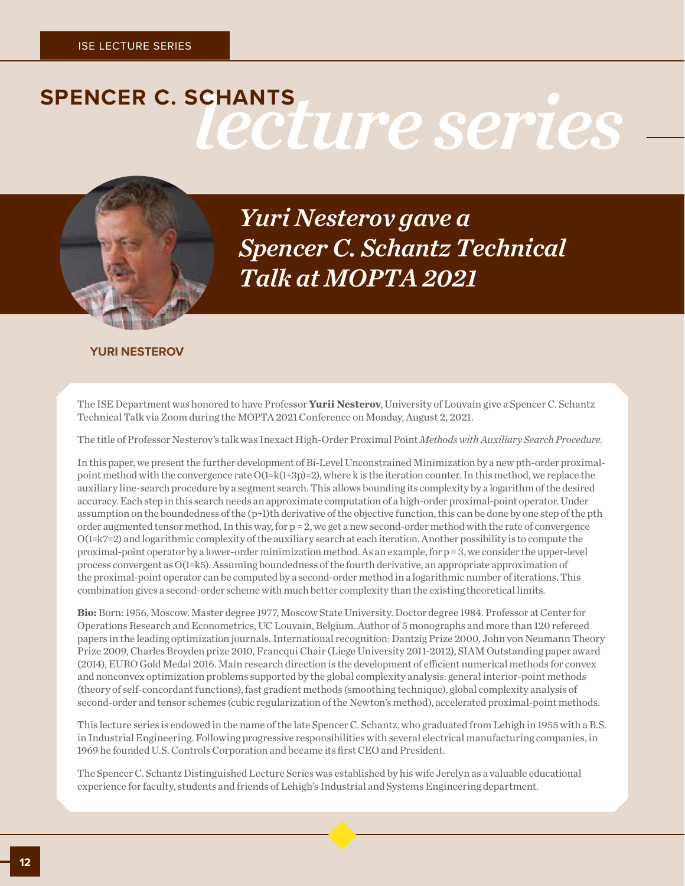ISE LECTURE SERIES

# SPENCER C. SCHANTS *lecture series*

## *Yuri Nesterov gave a Spencer C. Schantz Technical Talk at MOPTA 2021*

**YURI NESTEROV**

The ISE Department was honored to have Professor **Yurii Nesterov**, University of Louvain give a Spencer C. Schantz Technical Talk via Zoom during the MOPTA 2021 Conference on Monday, August 2, 2021.

The title of Professor Nesterov's talk was Inexact High-Order Proximal Point *Methods with Auxiliary Search Procedure.*

In this paper, we present the further development of Bi-Level Unconstrained Minimization by a new pth-order proximal-point method with the convergence rate $O(1/k^{(1+3p)/2})$, where k is the iteration counter. In this method, we replace the auxiliary line-search procedure by a segment search. This allows bounding its complexity by a logarithm of the desired accuracy. Each step in this search needs an approximate computation of a high-order proximal-point operator. Under assumption on the boundedness of the (p+1)th derivative of the objective function, this can be done by one step of the pth order augmented tensor method. In this way, for p = 2, we get a new second-order method with the rate of convergence $O(1/k^{7/2})$ and logarithmic complexity of the auxiliary search at each iteration. Another possibility is to compute the proximal-point operator by a lower-order minimization method. As an example, for p = 3, we consider the upper-level process convergent as $O(1/k^5)$. Assuming boundedness of the fourth derivative, an appropriate approximation of the proximal-point operator can be computed by a second-order method in a logarithmic number of iterations. This combination gives a second-order scheme with much better complexity than the existing theoretical limits.

**Bio:** Born: 1956, Moscow. Master degree 1977, Moscow State University. Doctor degree 1984. Professor at Center for Operations Research and Econometrics, UC Louvain, Belgium. Author of 5 monographs and more than 120 refereed papers in the leading optimization journals. International recognition: Dantzig Prize 2000, John von Neumann Theory Prize 2009, Charles Broyden prize 2010, Francqui Chair (Liege University 2011-2012), SIAM Outstanding paper award (2014), EURO Gold Medal 2016. Main research direction is the development of efficient numerical methods for convex and nonconvex optimization problems supported by the global complexity analysis: general interior-point methods (theory of self-concordant functions), fast gradient methods (smoothing technique), global complexity analysis of second-order and tensor schemes (cubic regularization of the Newton's method), accelerated proximal-point methods.

This lecture series is endowed in the name of the late Spencer C. Schantz, who graduated from Lehigh in 1955 with a B.S. in Industrial Engineering. Following progressive responsibilities with several electrical manufacturing companies, in 1969 he founded U.S. Controls Corporation and became its first CEO and President.

The Spencer C. Schantz Distinguished Lecture Series was established by his wife Jerelyn as a valuable educational experience for faculty, students and friends of Lehigh's Industrial and Systems Engineering department.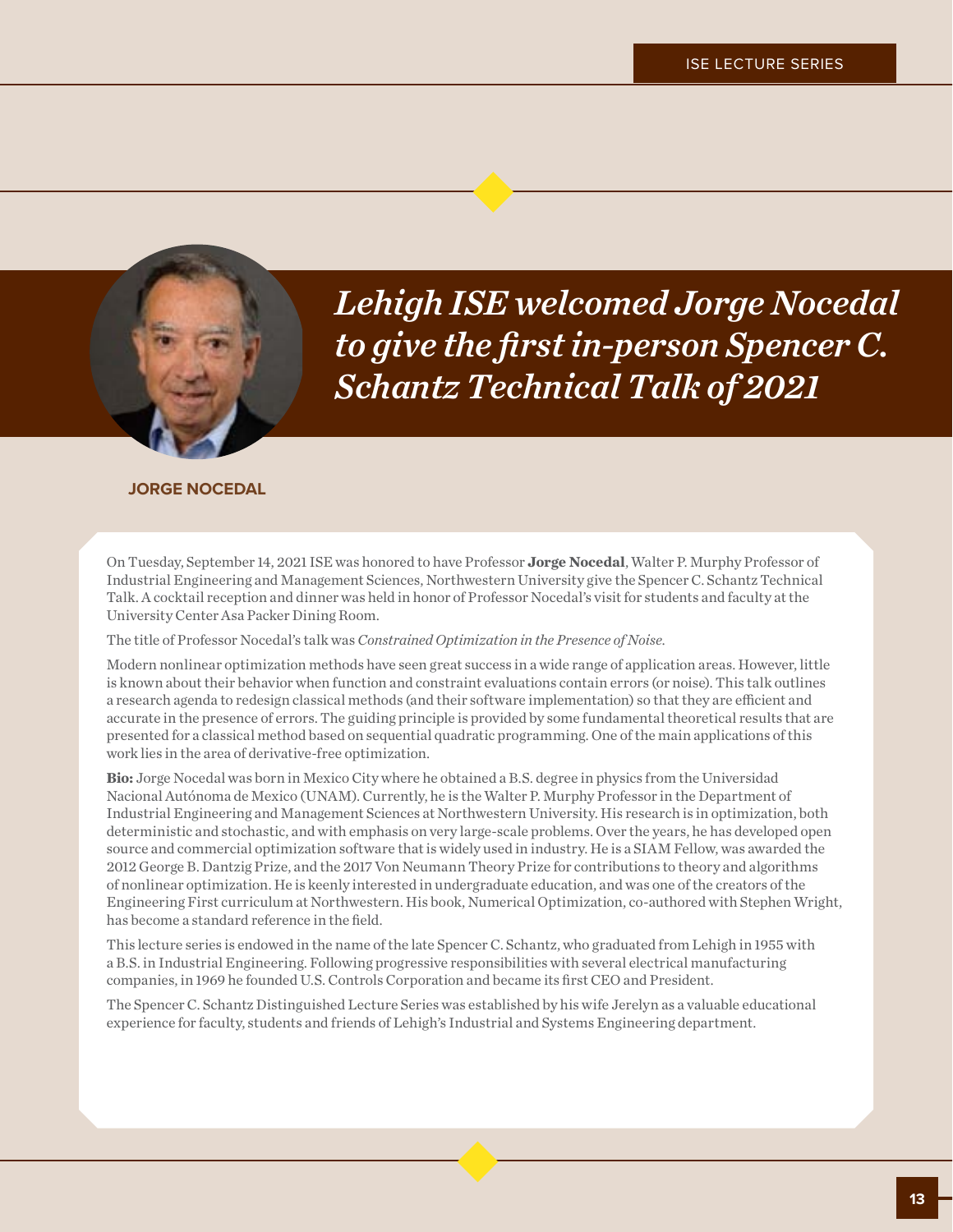# *Lehigh ISE welcomed Jorge Nocedal to give the first in-person Spencer C. Schantz Technical Talk of 2021*

**JORGE NOCEDAL**

On Tuesday, September 14, 2021 ISE was honored to have Professor **Jorge Nocedal**, Walter P. Murphy Professor of Industrial Engineering and Management Sciences, Northwestern University give the Spencer C. Schantz Technical Talk. A cocktail reception and dinner was held in honor of Professor Nocedal's visit for students and faculty at the University Center Asa Packer Dining Room.

The title of Professor Nocedal's talk was *Constrained Optimization in the Presence of Noise.*

Modern nonlinear optimization methods have seen great success in a wide range of application areas. However, little is known about their behavior when function and constraint evaluations contain errors (or noise). This talk outlines a research agenda to redesign classical methods (and their software implementation) so that they are efficient and accurate in the presence of errors. The guiding principle is provided by some fundamental theoretical results that are presented for a classical method based on sequential quadratic programming. One of the main applications of this work lies in the area of derivative-free optimization.

**Bio:** Jorge Nocedal was born in Mexico City where he obtained a B.S. degree in physics from the Universidad Nacional Autónoma de Mexico (UNAM). Currently, he is the Walter P. Murphy Professor in the Department of Industrial Engineering and Management Sciences at Northwestern University. His research is in optimization, both deterministic and stochastic, and with emphasis on very large-scale problems. Over the years, he has developed open source and commercial optimization software that is widely used in industry. He is a SIAM Fellow, was awarded the 2012 George B. Dantzig Prize, and the 2017 Von Neumann Theory Prize for contributions to theory and algorithms of nonlinear optimization. He is keenly interested in undergraduate education, and was one of the creators of the Engineering First curriculum at Northwestern. His book, Numerical Optimization, co-authored with Stephen Wright, has become a standard reference in the field.

This lecture series is endowed in the name of the late Spencer C. Schantz, who graduated from Lehigh in 1955 with a B.S. in Industrial Engineering. Following progressive responsibilities with several electrical manufacturing companies, in 1969 he founded U.S. Controls Corporation and became its first CEO and President.

The Spencer C. Schantz Distinguished Lecture Series was established by his wife Jerelyn as a valuable educational experience for faculty, students and friends of Lehigh's Industrial and Systems Engineering department.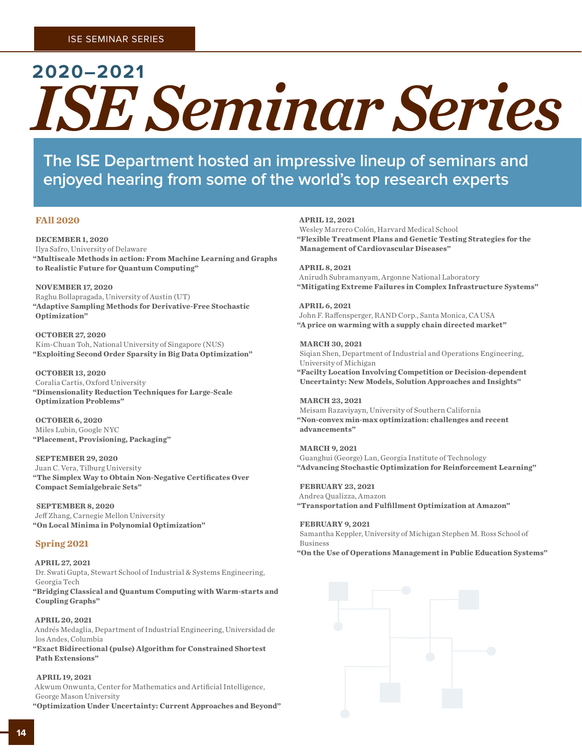ISE SEMINAR SERIES

## 2020–2021

# *ISE Seminar Series*

**The ISE Department hosted an impressive lineup of seminars and enjoyed hearing from some of the world's top research experts**

### FAll 2020

**DECEMBER 1, 2020**
Ilya Safro, University of Delaware
**"Multiscale Methods in action: From Machine Learning and Graphs to Realistic Future for Quantum Computing"**

**NOVEMBER 17, 2020**
Raghu Bollapragada, University of Austin (UT)
**"Adaptive Sampling Methods for Derivative-Free Stochastic Optimization"**

**OCTOBER 27, 2020**
Kim-Chuan Toh, National University of Singapore (NUS)
**"Exploiting Second Order Sparsity in Big Data Optimization"**

**OCTOBER 13, 2020**
Coralia Cartis, Oxford University
**"Dimensionality Reduction Techniques for Large-Scale Optimization Problems"**

**OCTOBER 6, 2020**
Miles Lubin, Google NYC
**"Placement, Provisioning, Packaging"**

**SEPTEMBER 29, 2020**
Juan C. Vera, Tilburg University
**"The Simplex Way to Obtain Non-Negative Certificates Over Compact Semialgebraic Sets"**

**SEPTEMBER 8, 2020**
Jeff Zhang, Carnegie Mellon University
**"On Local Minima in Polynomial Optimization"**

### Spring 2021

**APRIL 27, 2021**
Dr. Swati Gupta, Stewart School of Industrial & Systems Engineering, Georgia Tech
**"Bridging Classical and Quantum Computing with Warm-starts and Coupling Graphs"**

**APRIL 20, 2021**
Andrés Medaglia, Department of Industrial Engineering, Universidad de los Andes, Columbia
**"Exact Bidirectional (pulse) Algorithm for Constrained Shortest Path Extensions"**

**APRIL 19, 2021**
Akwum Onwunta, Center for Mathematics and Artificial Intelligence, George Mason University
**"Optimization Under Uncertainty: Current Approaches and Beyond"**

**APRIL 12, 2021**
Wesley Marrero Colón, Harvard Medical School
**"Flexible Treatment Plans and Genetic Testing Strategies for the Management of Cardiovascular Diseases"**

**APRIL 8, 2021**
Anirudh Subramanyam, Argonne National Laboratory
**"Mitigating Extreme Failures in Complex Infrastructure Systems"**

**APRIL 6, 2021**
John F. Raffensperger, RAND Corp., Santa Monica, CA USA
**"A price on warming with a supply chain directed market"**

**MARCH 30, 2021**
Siqian Shen, Department of Industrial and Operations Engineering, University of Michigan
**"Facilty Location Involving Competition or Decision-dependent Uncertainty: New Models, Solution Approaches and Insights"**

**MARCH 23, 2021**
Meisam Razaviyayn, University of Southern California
**"Non-convex min-max optimization: challenges and recent advancements"**

**MARCH 9, 2021**
Guanghui (George) Lan, Georgia Institute of Technology
**"Advancing Stochastic Optimization for Reinforcement Learning"**

**FEBRUARY 23, 2021**
Andrea Qualizza, Amazon
**"Transportation and Fulfillment Optimization at Amazon"**

**FEBRUARY 9, 2021**
Samantha Keppler, University of Michigan Stephen M. Ross School of Business
**"On the Use of Operations Management in Public Education Systems"**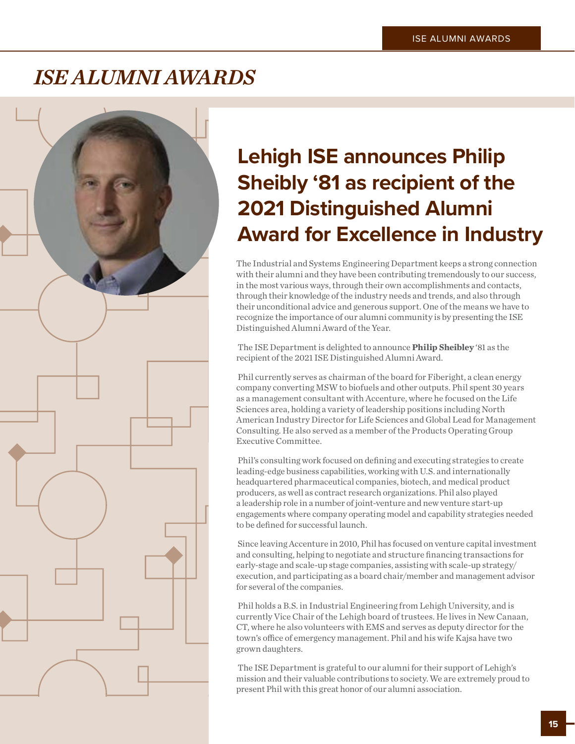# *ISE ALUMNI AWARDS*

## Lehigh ISE announces Philip Sheibly '81 as recipient of the 2021 Distinguished Alumni Award for Excellence in Industry

The Industrial and Systems Engineering Department keeps a strong connection with their alumni and they have been contributing tremendously to our success, in the most various ways, through their own accomplishments and contacts, through their knowledge of the industry needs and trends, and also through their unconditional advice and generous support. One of the means we have to recognize the importance of our alumni community is by presenting the ISE Distinguished Alumni Award of the Year.

The ISE Department is delighted to announce **Philip Sheibley** '81 as the recipient of the 2021 ISE Distinguished Alumni Award.

Phil currently serves as chairman of the board for Fiberight, a clean energy company converting MSW to biofuels and other outputs. Phil spent 30 years as a management consultant with Accenture, where he focused on the Life Sciences area, holding a variety of leadership positions including North American Industry Director for Life Sciences and Global Lead for Management Consulting. He also served as a member of the Products Operating Group Executive Committee.

Phil's consulting work focused on defining and executing strategies to create leading-edge business capabilities, working with U.S. and internationally headquartered pharmaceutical companies, biotech, and medical product producers, as well as contract research organizations. Phil also played a leadership role in a number of joint-venture and new venture start-up engagements where company operating model and capability strategies needed to be defined for successful launch.

Since leaving Accenture in 2010, Phil has focused on venture capital investment and consulting, helping to negotiate and structure financing transactions for early-stage and scale-up stage companies, assisting with scale-up strategy/execution, and participating as a board chair/member and management advisor for several of the companies.

Phil holds a B.S. in Industrial Engineering from Lehigh University, and is currently Vice Chair of the Lehigh board of trustees. He lives in New Canaan, CT, where he also volunteers with EMS and serves as deputy director for the town's office of emergency management. Phil and his wife Kajsa have two grown daughters.

The ISE Department is grateful to our alumni for their support of Lehigh's mission and their valuable contributions to society. We are extremely proud to present Phil with this great honor of our alumni association.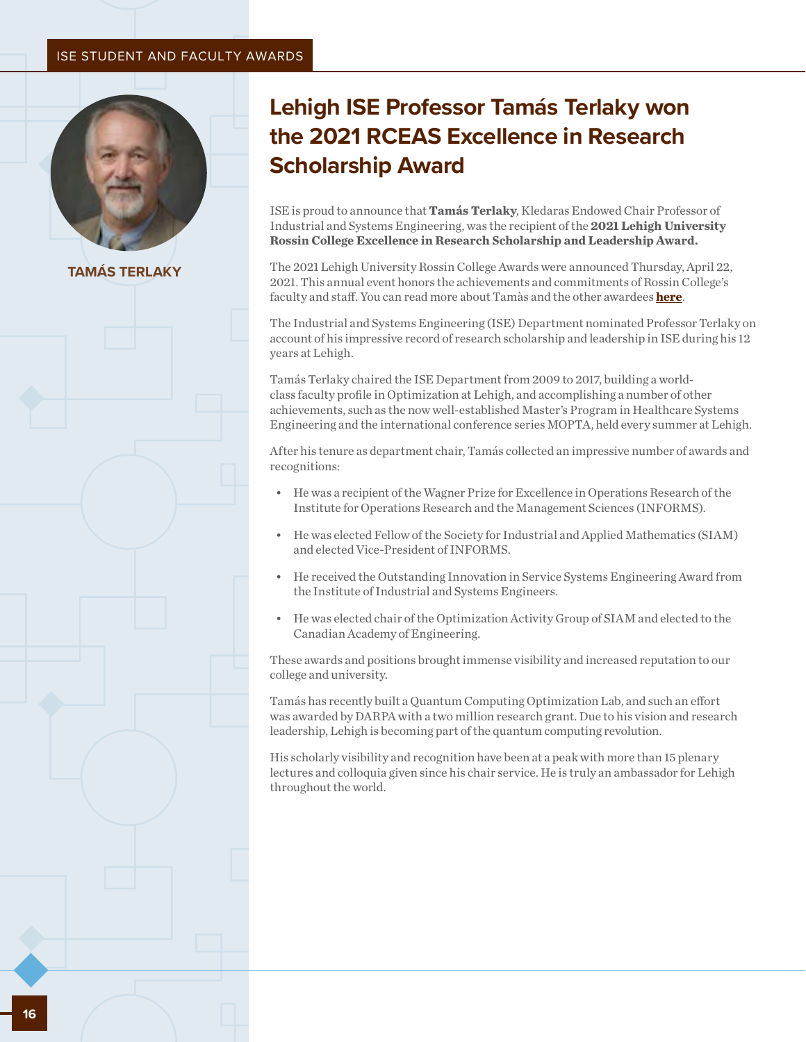# Lehigh ISE Professor Tamás Terlaky won the 2021 RCEAS Excellence in Research Scholarship Award

**TAMÁS TERLAKY**

ISE is proud to announce that **Tamás Terlaky**, Kledaras Endowed Chair Professor of Industrial and Systems Engineering, was the recipient of the **2021 Lehigh University Rossin College Excellence in Research Scholarship and Leadership Award.**

The 2021 Lehigh University Rossin College Awards were announced Thursday, April 22, 2021. This annual event honors the achievements and commitments of Rossin College's faculty and staff. You can read more about Tamàs and the other awardees **here**.

The Industrial and Systems Engineering (ISE) Department nominated Professor Terlaky on account of his impressive record of research scholarship and leadership in ISE during his 12 years at Lehigh.

Tamás Terlaky chaired the ISE Department from 2009 to 2017, building a world-class faculty profile in Optimization at Lehigh, and accomplishing a number of other achievements, such as the now well-established Master's Program in Healthcare Systems Engineering and the international conference series MOPTA, held every summer at Lehigh.

After his tenure as department chair, Tamás collected an impressive number of awards and recognitions:

- He was a recipient of the Wagner Prize for Excellence in Operations Research of the Institute for Operations Research and the Management Sciences (INFORMS).
- He was elected Fellow of the Society for Industrial and Applied Mathematics (SIAM) and elected Vice-President of INFORMS.
- He received the Outstanding Innovation in Service Systems Engineering Award from the Institute of Industrial and Systems Engineers.
- He was elected chair of the Optimization Activity Group of SIAM and elected to the Canadian Academy of Engineering.

These awards and positions brought immense visibility and increased reputation to our college and university.

Tamás has recently built a Quantum Computing Optimization Lab, and such an effort was awarded by DARPA with a two million research grant. Due to his vision and research leadership, Lehigh is becoming part of the quantum computing revolution.

His scholarly visibility and recognition have been at a peak with more than 15 plenary lectures and colloquia given since his chair service. He is truly an ambassador for Lehigh throughout the world.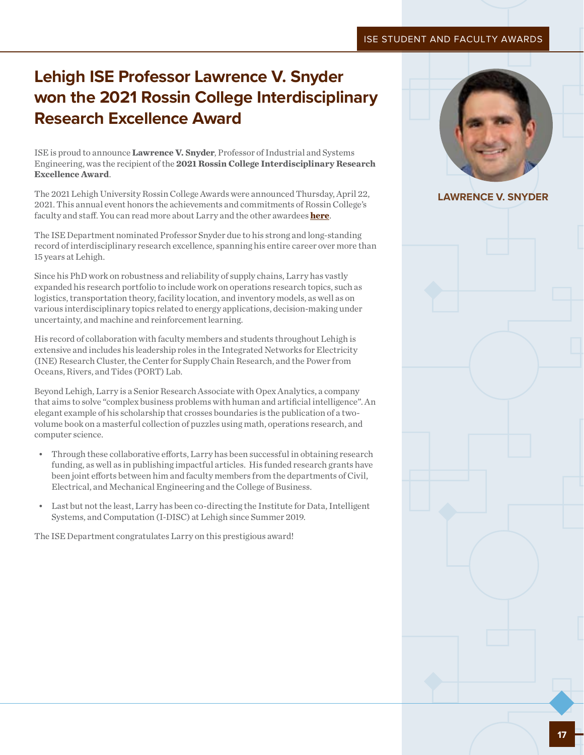# Lehigh ISE Professor Lawrence V. Snyder won the 2021 Rossin College Interdisciplinary Research Excellence Award

ISE is proud to announce **Lawrence V. Snyder**, Professor of Industrial and Systems Engineering, was the recipient of the **2021 Rossin College Interdisciplinary Research Excellence Award**.

The 2021 Lehigh University Rossin College Awards were announced Thursday, April 22, 2021. This annual event honors the achievements and commitments of Rossin College's faculty and staff. You can read more about Larry and the other awardees **here**.

The ISE Department nominated Professor Snyder due to his strong and long-standing record of interdisciplinary research excellence, spanning his entire career over more than 15 years at Lehigh.

Since his PhD work on robustness and reliability of supply chains, Larry has vastly expanded his research portfolio to include work on operations research topics, such as logistics, transportation theory, facility location, and inventory models, as well as on various interdisciplinary topics related to energy applications, decision-making under uncertainty, and machine and reinforcement learning.

His record of collaboration with faculty members and students throughout Lehigh is extensive and includes his leadership roles in the Integrated Networks for Electricity (INE) Research Cluster, the Center for Supply Chain Research, and the Power from Oceans, Rivers, and Tides (PORT) Lab.

Beyond Lehigh, Larry is a Senior Research Associate with Opex Analytics, a company that aims to solve "complex business problems with human and artificial intelligence". An elegant example of his scholarship that crosses boundaries is the publication of a two-volume book on a masterful collection of puzzles using math, operations research, and computer science.

- Through these collaborative efforts, Larry has been successful in obtaining research funding, as well as in publishing impactful articles. His funded research grants have been joint efforts between him and faculty members from the departments of Civil, Electrical, and Mechanical Engineering and the College of Business.
- Last but not the least, Larry has been co-directing the Institute for Data, Intelligent Systems, and Computation (I-DISC) at Lehigh since Summer 2019.

The ISE Department congratulates Larry on this prestigious award!

**LAWRENCE V. SNYDER**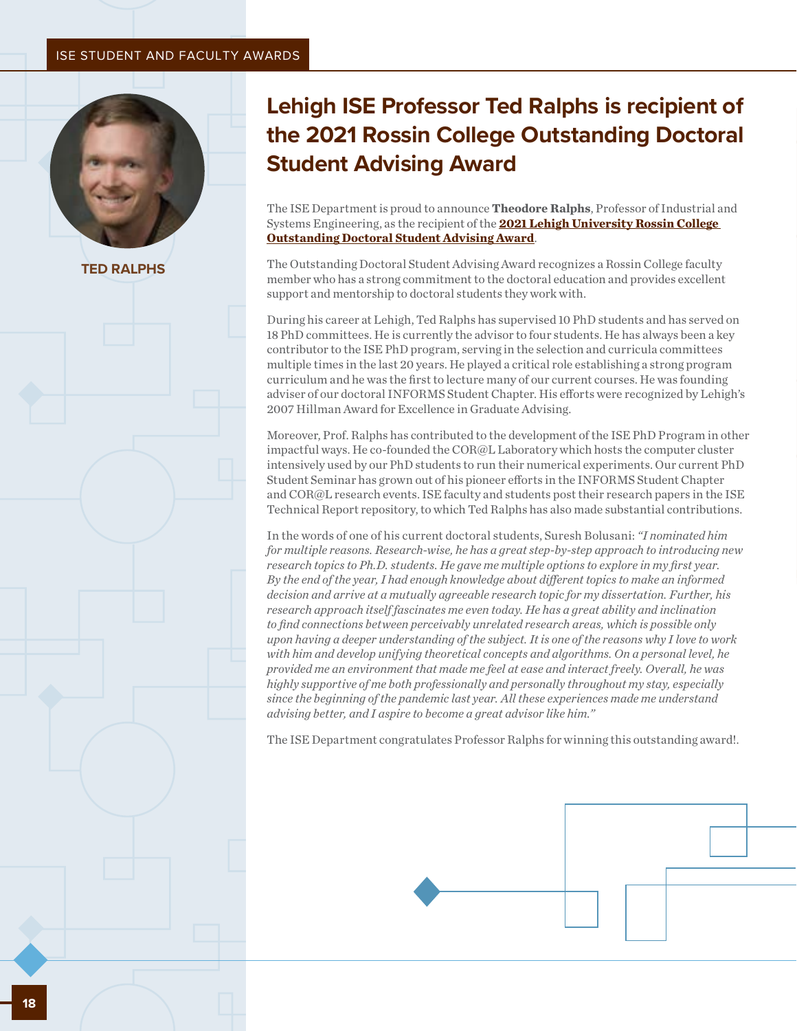# Lehigh ISE Professor Ted Ralphs is recipient of the 2021 Rossin College Outstanding Doctoral Student Advising Award

**TED RALPHS**

The ISE Department is proud to announce **Theodore Ralphs**, Professor of Industrial and Systems Engineering, as the recipient of the **2021 Lehigh University Rossin College Outstanding Doctoral Student Advising Award**.

The Outstanding Doctoral Student Advising Award recognizes a Rossin College faculty member who has a strong commitment to the doctoral education and provides excellent support and mentorship to doctoral students they work with.

During his career at Lehigh, Ted Ralphs has supervised 10 PhD students and has served on 18 PhD committees. He is currently the advisor to four students. He has always been a key contributor to the ISE PhD program, serving in the selection and curricula committees multiple times in the last 20 years. He played a critical role establishing a strong program curriculum and he was the first to lecture many of our current courses. He was founding adviser of our doctoral INFORMS Student Chapter. His efforts were recognized by Lehigh's 2007 Hillman Award for Excellence in Graduate Advising.

Moreover, Prof. Ralphs has contributed to the development of the ISE PhD Program in other impactful ways. He co-founded the COR@L Laboratory which hosts the computer cluster intensively used by our PhD students to run their numerical experiments. Our current PhD Student Seminar has grown out of his pioneer efforts in the INFORMS Student Chapter and COR@L research events. ISE faculty and students post their research papers in the ISE Technical Report repository, to which Ted Ralphs has also made substantial contributions.

In the words of one of his current doctoral students, Suresh Bolusani: *"I nominated him for multiple reasons. Research-wise, he has a great step-by-step approach to introducing new research topics to Ph.D. students. He gave me multiple options to explore in my first year. By the end of the year, I had enough knowledge about different topics to make an informed decision and arrive at a mutually agreeable research topic for my dissertation. Further, his research approach itself fascinates me even today. He has a great ability and inclination to find connections between perceivably unrelated research areas, which is possible only upon having a deeper understanding of the subject. It is one of the reasons why I love to work with him and develop unifying theoretical concepts and algorithms. On a personal level, he provided me an environment that made me feel at ease and interact freely. Overall, he was highly supportive of me both professionally and personally throughout my stay, especially since the beginning of the pandemic last year. All these experiences made me understand advising better, and I aspire to become a great advisor like him."*

The ISE Department congratulates Professor Ralphs for winning this outstanding award!.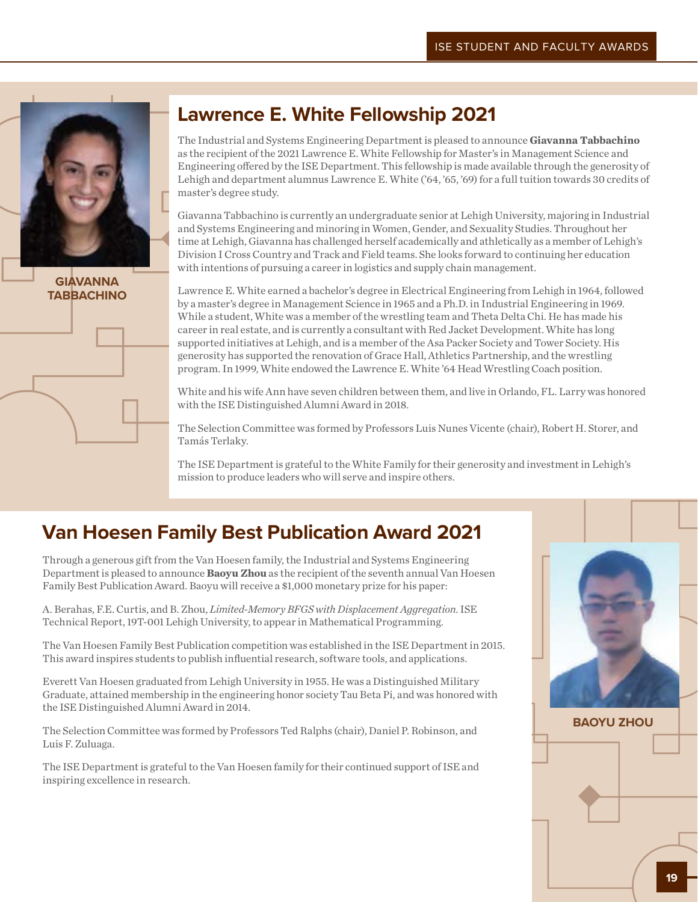## Lawrence E. White Fellowship 2021

GIAVANNA TABBACHINO

The Industrial and Systems Engineering Department is pleased to announce **Giavanna Tabbachino** as the recipient of the 2021 Lawrence E. White Fellowship for Master's in Management Science and Engineering offered by the ISE Department. This fellowship is made available through the generosity of Lehigh and department alumnus Lawrence E. White ('64, '65, '69) for a full tuition towards 30 credits of master's degree study.

Giavanna Tabbachino is currently an undergraduate senior at Lehigh University, majoring in Industrial and Systems Engineering and minoring in Women, Gender, and Sexuality Studies. Throughout her time at Lehigh, Giavanna has challenged herself academically and athletically as a member of Lehigh's Division I Cross Country and Track and Field teams. She looks forward to continuing her education with intentions of pursuing a career in logistics and supply chain management.

Lawrence E. White earned a bachelor's degree in Electrical Engineering from Lehigh in 1964, followed by a master's degree in Management Science in 1965 and a Ph.D. in Industrial Engineering in 1969. While a student, White was a member of the wrestling team and Theta Delta Chi. He has made his career in real estate, and is currently a consultant with Red Jacket Development. White has long supported initiatives at Lehigh, and is a member of the Asa Packer Society and Tower Society. His generosity has supported the renovation of Grace Hall, Athletics Partnership, and the wrestling program. In 1999, White endowed the Lawrence E. White '64 Head Wrestling Coach position.

White and his wife Ann have seven children between them, and live in Orlando, FL. Larry was honored with the ISE Distinguished Alumni Award in 2018.

The Selection Committee was formed by Professors Luis Nunes Vicente (chair), Robert H. Storer, and Tamás Terlaky.

The ISE Department is grateful to the White Family for their generosity and investment in Lehigh's mission to produce leaders who will serve and inspire others.

## Van Hoesen Family Best Publication Award 2021

Through a generous gift from the Van Hoesen family, the Industrial and Systems Engineering Department is pleased to announce **Baoyu Zhou** as the recipient of the seventh annual Van Hoesen Family Best Publication Award. Baoyu will receive a $1,000 monetary prize for his paper:

A. Berahas, F.E. Curtis, and B. Zhou, *Limited-Memory BFGS with Displacement Aggregation.* ISE Technical Report, 19T-001 Lehigh University, to appear in Mathematical Programming.

The Van Hoesen Family Best Publication competition was established in the ISE Department in 2015. This award inspires students to publish influential research, software tools, and applications.

Everett Van Hoesen graduated from Lehigh University in 1955. He was a Distinguished Military Graduate, attained membership in the engineering honor society Tau Beta Pi, and was honored with the ISE Distinguished Alumni Award in 2014.

The Selection Committee was formed by Professors Ted Ralphs (chair), Daniel P. Robinson, and Luis F. Zuluaga.

The ISE Department is grateful to the Van Hoesen family for their continued support of ISE and inspiring excellence in research.

BAOYU ZHOU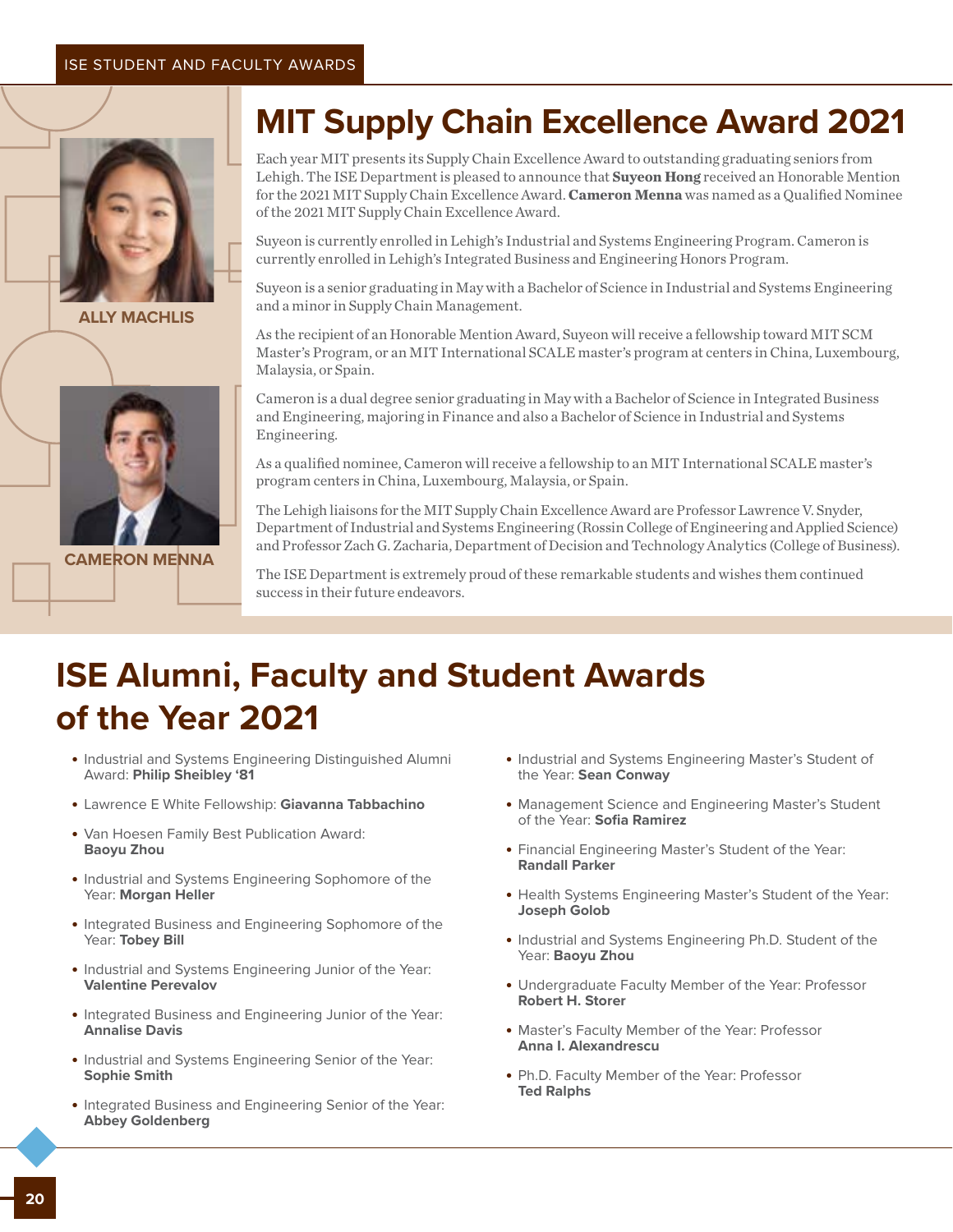# MIT Supply Chain Excellence Award 2021

ALLY MACHLIS

CAMERON MENNA

Each year MIT presents its Supply Chain Excellence Award to outstanding graduating seniors from Lehigh. The ISE Department is pleased to announce that **Suyeon Hong** received an Honorable Mention for the 2021 MIT Supply Chain Excellence Award. **Cameron Menna** was named as a Qualified Nominee of the 2021 MIT Supply Chain Excellence Award.

Suyeon is currently enrolled in Lehigh's Industrial and Systems Engineering Program. Cameron is currently enrolled in Lehigh's Integrated Business and Engineering Honors Program.

Suyeon is a senior graduating in May with a Bachelor of Science in Industrial and Systems Engineering and a minor in Supply Chain Management.

As the recipient of an Honorable Mention Award, Suyeon will receive a fellowship toward MIT SCM Master's Program, or an MIT International SCALE master's program at centers in China, Luxembourg, Malaysia, or Spain.

Cameron is a dual degree senior graduating in May with a Bachelor of Science in Integrated Business and Engineering, majoring in Finance and also a Bachelor of Science in Industrial and Systems Engineering.

As a qualified nominee, Cameron will receive a fellowship to an MIT International SCALE master's program centers in China, Luxembourg, Malaysia, or Spain.

The Lehigh liaisons for the MIT Supply Chain Excellence Award are Professor Lawrence V. Snyder, Department of Industrial and Systems Engineering (Rossin College of Engineering and Applied Science) and Professor Zach G. Zacharia, Department of Decision and Technology Analytics (College of Business).

The ISE Department is extremely proud of these remarkable students and wishes them continued success in their future endeavors.

# ISE Alumni, Faculty and Student Awards of the Year 2021

- Industrial and Systems Engineering Distinguished Alumni Award: **Philip Sheibley '81**
- Lawrence E White Fellowship: **Giavanna Tabbachino**
- Van Hoesen Family Best Publication Award: **Baoyu Zhou**
- Industrial and Systems Engineering Sophomore of the Year: **Morgan Heller**
- Integrated Business and Engineering Sophomore of the Year: **Tobey Bill**
- Industrial and Systems Engineering Junior of the Year: **Valentine Perevalov**
- Integrated Business and Engineering Junior of the Year: **Annalise Davis**
- Industrial and Systems Engineering Senior of the Year: **Sophie Smith**
- Integrated Business and Engineering Senior of the Year: **Abbey Goldenberg**
- Industrial and Systems Engineering Master's Student of the Year: **Sean Conway**
- Management Science and Engineering Master's Student of the Year: **Sofia Ramirez**
- Financial Engineering Master's Student of the Year: **Randall Parker**
- Health Systems Engineering Master's Student of the Year: **Joseph Golob**
- Industrial and Systems Engineering Ph.D. Student of the Year: **Baoyu Zhou**
- Undergraduate Faculty Member of the Year: Professor **Robert H. Storer**
- Master's Faculty Member of the Year: Professor **Anna I. Alexandrescu**
- Ph.D. Faculty Member of the Year: Professor **Ted Ralphs**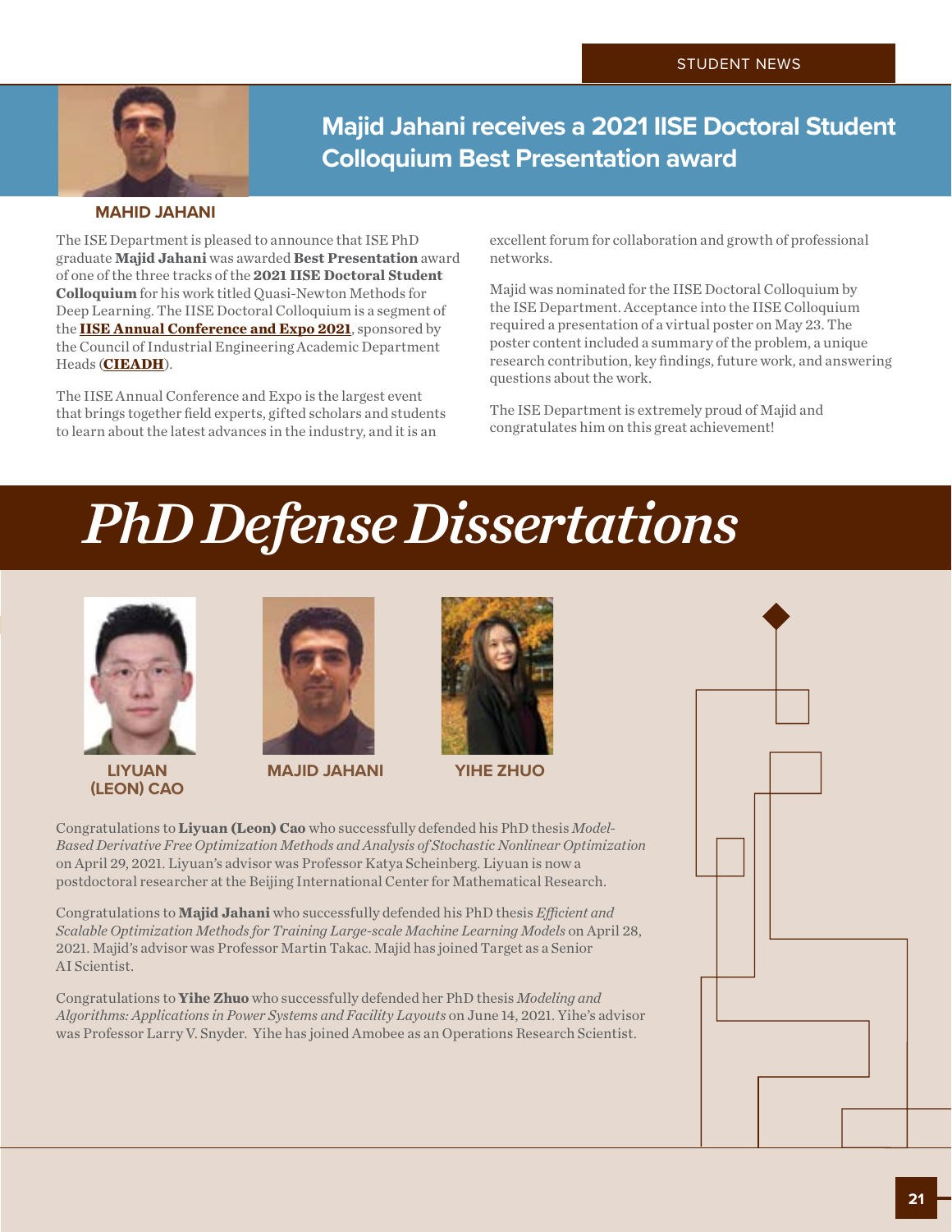STUDENT NEWS

## Majid Jahani receives a 2021 IISE Doctoral Student Colloquium Best Presentation award

**MAHID JAHANI**

The ISE Department is pleased to announce that ISE PhD graduate **Majid Jahani** was awarded **Best Presentation** award of one of the three tracks of the **2021 IISE Doctoral Student Colloquium** for his work titled Quasi-Newton Methods for Deep Learning. The IISE Doctoral Colloquium is a segment of the **IISE Annual Conference and Expo 2021**, sponsored by the Council of Industrial Engineering Academic Department Heads (**CIEADH**).

The IISE Annual Conference and Expo is the largest event that brings together field experts, gifted scholars and students to learn about the latest advances in the industry, and it is an excellent forum for collaboration and growth of professional networks.

Majid was nominated for the IISE Doctoral Colloquium by the ISE Department. Acceptance into the IISE Colloquium required a presentation of a virtual poster on May 23. The poster content included a summary of the problem, a unique research contribution, key findings, future work, and answering questions about the work.

The ISE Department is extremely proud of Majid and congratulates him on this great achievement!

# *PhD Defense Dissertations*

**LIYUAN (LEON) CAO** **MAJID JAHANI** **YIHE ZHUO**

Congratulations to **Liyuan (Leon) Cao** who successfully defended his PhD thesis *Model-Based Derivative Free Optimization Methods and Analysis of Stochastic Nonlinear Optimization* on April 29, 2021. Liyuan's advisor was Professor Katya Scheinberg. Liyuan is now a postdoctoral researcher at the Beijing International Center for Mathematical Research.

Congratulations to **Majid Jahani** who successfully defended his PhD thesis *Efficient and Scalable Optimization Methods for Training Large-scale Machine Learning Models* on April 28, 2021. Majid's advisor was Professor Martin Takac. Majid has joined Target as a Senior AI Scientist.

Congratulations to **Yihe Zhuo** who successfully defended her PhD thesis *Modeling and Algorithms: Applications in Power Systems and Facility Layouts* on June 14, 2021. Yihe's advisor was Professor Larry V. Snyder. Yihe has joined Amobee as an Operations Research Scientist.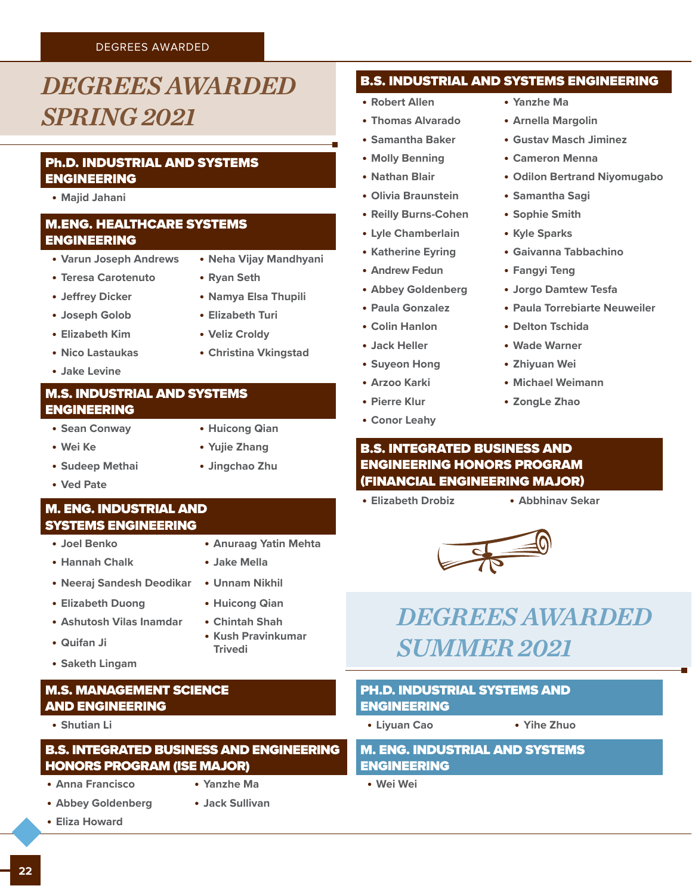# DEGREES AWARDED SPRING 2021

## Ph.D. INDUSTRIAL AND SYSTEMS ENGINEERING

- Majid Jahani

## M.ENG. HEALTHCARE SYSTEMS ENGINEERING

- Varun Joseph Andrews
- Teresa Carotenuto
- Jeffrey Dicker
- Joseph Golob
- Elizabeth Kim
- Nico Lastaukas
- Jake Levine
- Neha Vijay Mandhyani
- Ryan Seth
- Namya Elsa Thupili
- Elizabeth Turi
- Veliz Croldy
- Christina Vkingstad

## M.S. INDUSTRIAL AND SYSTEMS ENGINEERING

- Sean Conway
- Wei Ke
- Sudeep Methai
- Ved Pate
- Huicong Qian
- Yujie Zhang
- Jingchao Zhu

## M. ENG. INDUSTRIAL AND SYSTEMS ENGINEERING

- Joel Benko
- Hannah Chalk
- Neeraj Sandesh Deodikar
- Elizabeth Duong
- Ashutosh Vilas Inamdar
- Quifan Ji
- Saketh Lingam
- Anuraag Yatin Mehta
- Jake Mella
- Unnam Nikhil
- Huicong Qian
- Chintah Shah
- Kush Pravinkumar Trivedi

## M.S. MANAGEMENT SCIENCE AND ENGINEERING

- Shutian Li

## B.S. INTEGRATED BUSINESS AND ENGINEERING HONORS PROGRAM (ISE MAJOR)

- Anna Francisco
- Abbey Goldenberg
- Eliza Howard
- Yanzhe Ma
- Jack Sullivan

## B.S. INDUSTRIAL AND SYSTEMS ENGINEERING

- Robert Allen
- Thomas Alvarado
- Samantha Baker
- Molly Benning
- Nathan Blair
- Olivia Braunstein
- Reilly Burns-Cohen
- Lyle Chamberlain
- Katherine Eyring
- Andrew Fedun
- Abbey Goldenberg
- Paula Gonzalez
- Colin Hanlon
- Jack Heller
- Suyeon Hong
- Arzoo Karki
- Pierre Klur
- Conor Leahy
- Yanzhe Ma
- Arnella Margolin
- Gustav Masch Jiminez
- Cameron Menna
- Odilon Bertrand Niyomugabo
- Samantha Sagi
- Sophie Smith
- Kyle Sparks
- Gaivanna Tabbachino
- Fangyi Teng
- Jorgo Damtew Tesfa
- Paula Torrebiarte Neuweiler
- Delton Tschida
- Wade Warner
- Zhiyuan Wei
- Michael Weimann
- ZongLe Zhao

## B.S. INTEGRATED BUSINESS AND ENGINEERING HONORS PROGRAM (FINANCIAL ENGINEERING MAJOR)

- Elizabeth Drobiz
- Abbhinav Sekar

# DEGREES AWARDED SUMMER 2021

## PH.D. INDUSTRIAL SYSTEMS AND ENGINEERING

- Liyuan Cao
- Yihe Zhuo

## M. ENG. INDUSTRIAL AND SYSTEMS ENGINEERING

- Wei Wei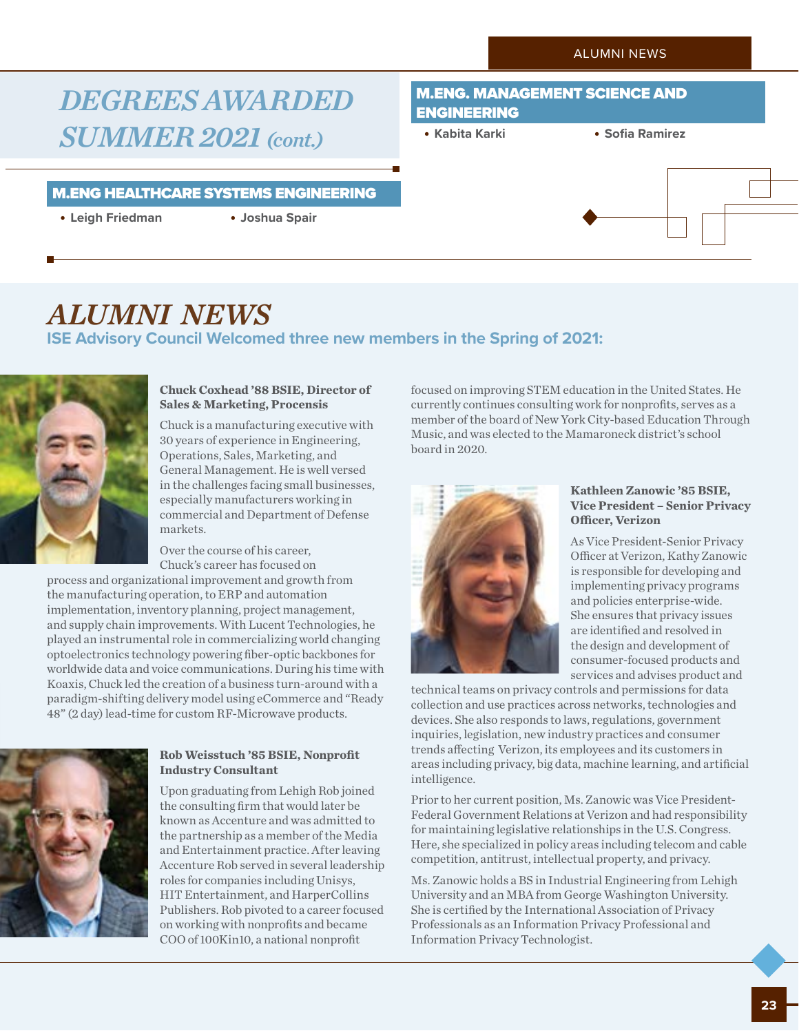# *DEGREES AWARDED SUMMER 2021 (cont.)*

## M.ENG HEALTHCARE SYSTEMS ENGINEERING

- Leigh Friedman
- Joshua Spair

## M.ENG. MANAGEMENT SCIENCE AND ENGINEERING

- Kabita Karki
- Sofia Ramirez

# *ALUMNI NEWS*

## ISE Advisory Council Welcomed three new members in the Spring of 2021:

**Chuck Coxhead '88 BSIE, Director of Sales & Marketing, Procensis**

Chuck is a manufacturing executive with 30 years of experience in Engineering, Operations, Sales, Marketing, and General Management. He is well versed in the challenges facing small businesses, especially manufacturers working in commercial and Department of Defense markets.

Over the course of his career, Chuck's career has focused on process and organizational improvement and growth from the manufacturing operation, to ERP and automation implementation, inventory planning, project management, and supply chain improvements. With Lucent Technologies, he played an instrumental role in commercializing world changing optoelectronics technology powering fiber-optic backbones for worldwide data and voice communications. During his time with Koaxis, Chuck led the creation of a business turn-around with a paradigm-shifting delivery model using eCommerce and "Ready 48" (2 day) lead-time for custom RF-Microwave products.

**Rob Weisstuch '85 BSIE, Nonprofit Industry Consultant**

Upon graduating from Lehigh Rob joined the consulting firm that would later be known as Accenture and was admitted to the partnership as a member of the Media and Entertainment practice. After leaving Accenture Rob served in several leadership roles for companies including Unisys, HIT Entertainment, and HarperCollins Publishers. Rob pivoted to a career focused on working with nonprofits and became COO of 100Kin10, a national nonprofit focused on improving STEM education in the United States. He currently continues consulting work for nonprofits, serves as a member of the board of New York City-based Education Through Music, and was elected to the Mamaroneck district's school board in 2020.

**Kathleen Zanowic '85 BSIE, Vice President – Senior Privacy Officer, Verizon**

As Vice President-Senior Privacy Officer at Verizon, Kathy Zanowic is responsible for developing and implementing privacy programs and policies enterprise-wide. She ensures that privacy issues are identified and resolved in the design and development of consumer-focused products and services and advises product and technical teams on privacy controls and permissions for data collection and use practices across networks, technologies and devices. She also responds to laws, regulations, government inquiries, legislation, new industry practices and consumer trends affecting Verizon, its employees and its customers in areas including privacy, big data, machine learning, and artificial intelligence.

Prior to her current position, Ms. Zanowic was Vice President-Federal Government Relations at Verizon and had responsibility for maintaining legislative relationships in the U.S. Congress. Here, she specialized in policy areas including telecom and cable competition, antitrust, intellectual property, and privacy.

Ms. Zanowic holds a BS in Industrial Engineering from Lehigh University and an MBA from George Washington University. She is certified by the International Association of Privacy Professionals as an Information Privacy Professional and Information Privacy Technologist.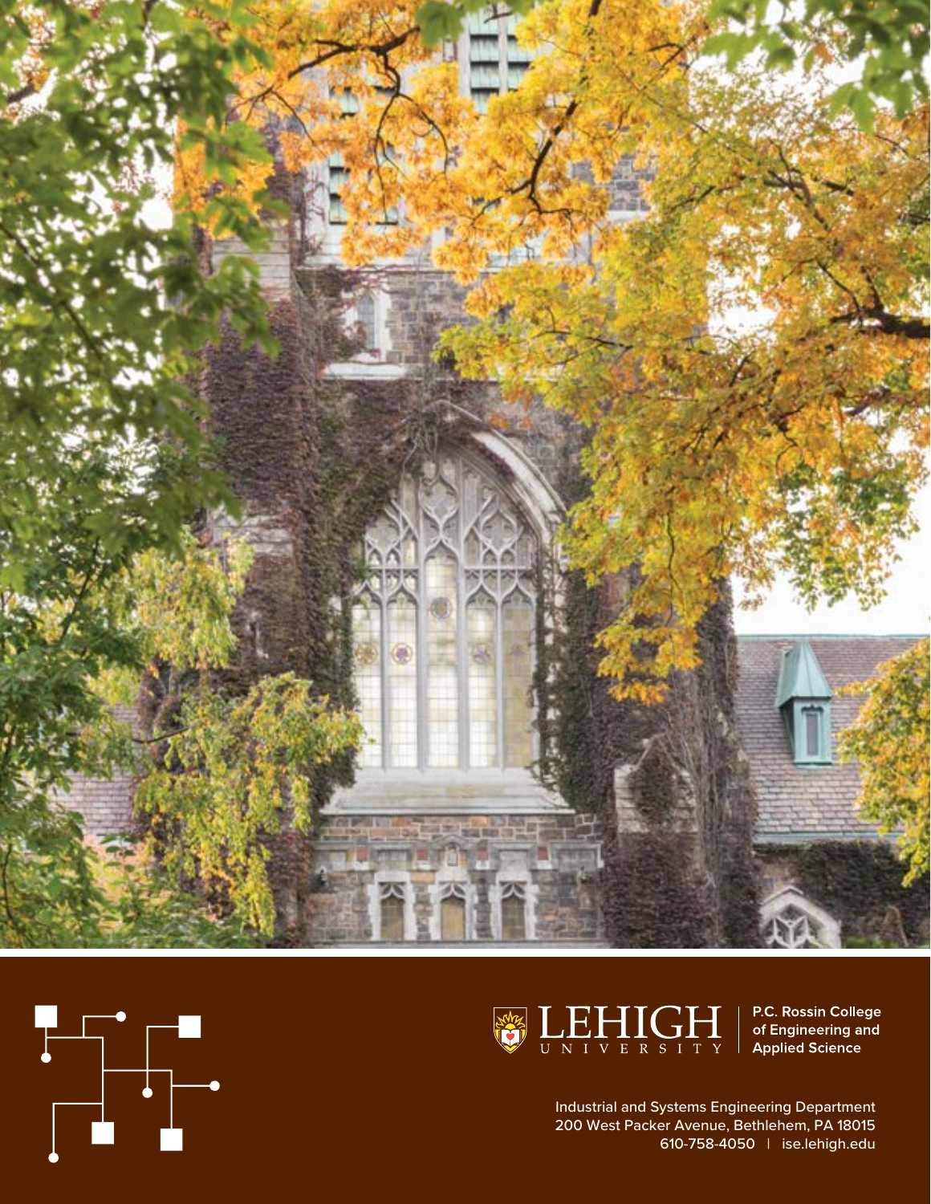LEHIGH UNIVERSITY

P.C. Rossin College of Engineering and Applied Science

Industrial and Systems Engineering Department
200 West Packer Avenue, Bethlehem, PA 18015
610-758-4050 | ise.lehigh.edu